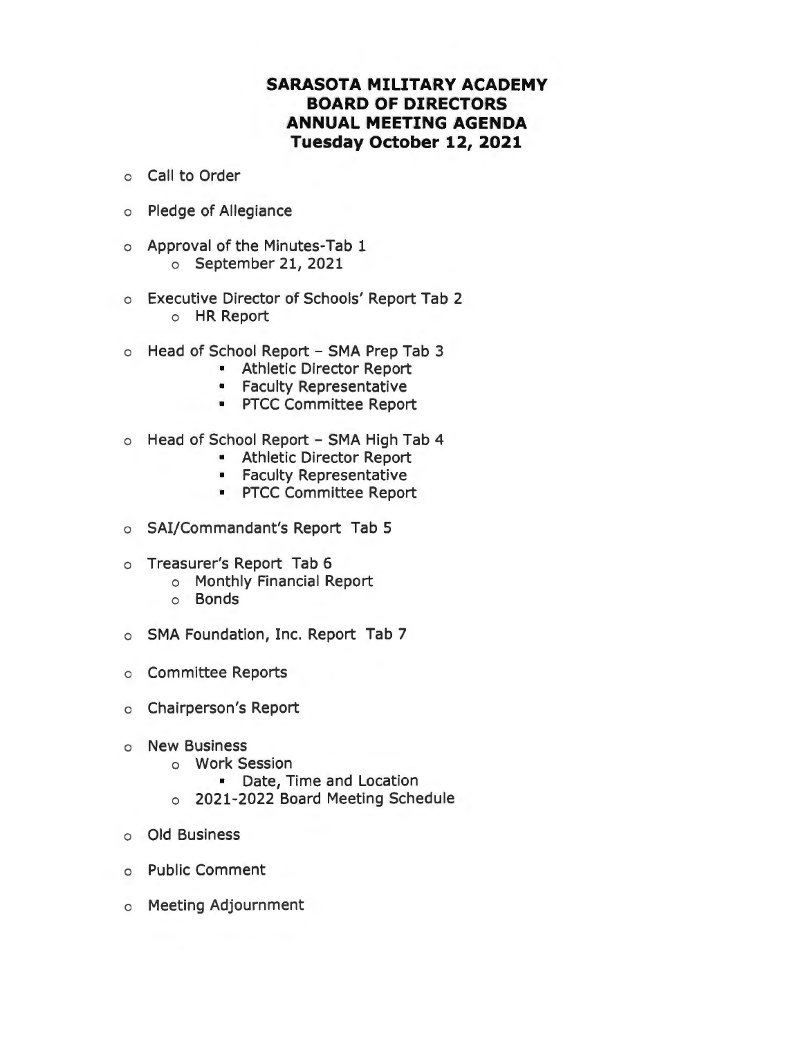# SARASOTA MILITARY ACADEMY
# BOARD OF DIRECTORS
# ANNUAL MEETING AGENDA
# Tuesday October 12, 2021

- Call to Order
- Pledge of Allegiance
- Approval of the Minutes-Tab 1
  - September 21, 2021
- Executive Director of Schools' Report Tab 2
  - HR Report
- Head of School Report – SMA Prep Tab 3
  - Athletic Director Report
  - Faculty Representative
  - PTCC Committee Report
- Head of School Report – SMA High Tab 4
  - Athletic Director Report
  - Faculty Representative
  - PTCC Committee Report
- SAI/Commandant's Report Tab 5
- Treasurer's Report Tab 6
  - Monthly Financial Report
  - Bonds
- SMA Foundation, Inc. Report Tab 7
- Committee Reports
- Chairperson's Report
- New Business
  - Work Session
    - Date, Time and Location
  - 2021-2022 Board Meeting Schedule
- Old Business
- Public Comment
- Meeting Adjournment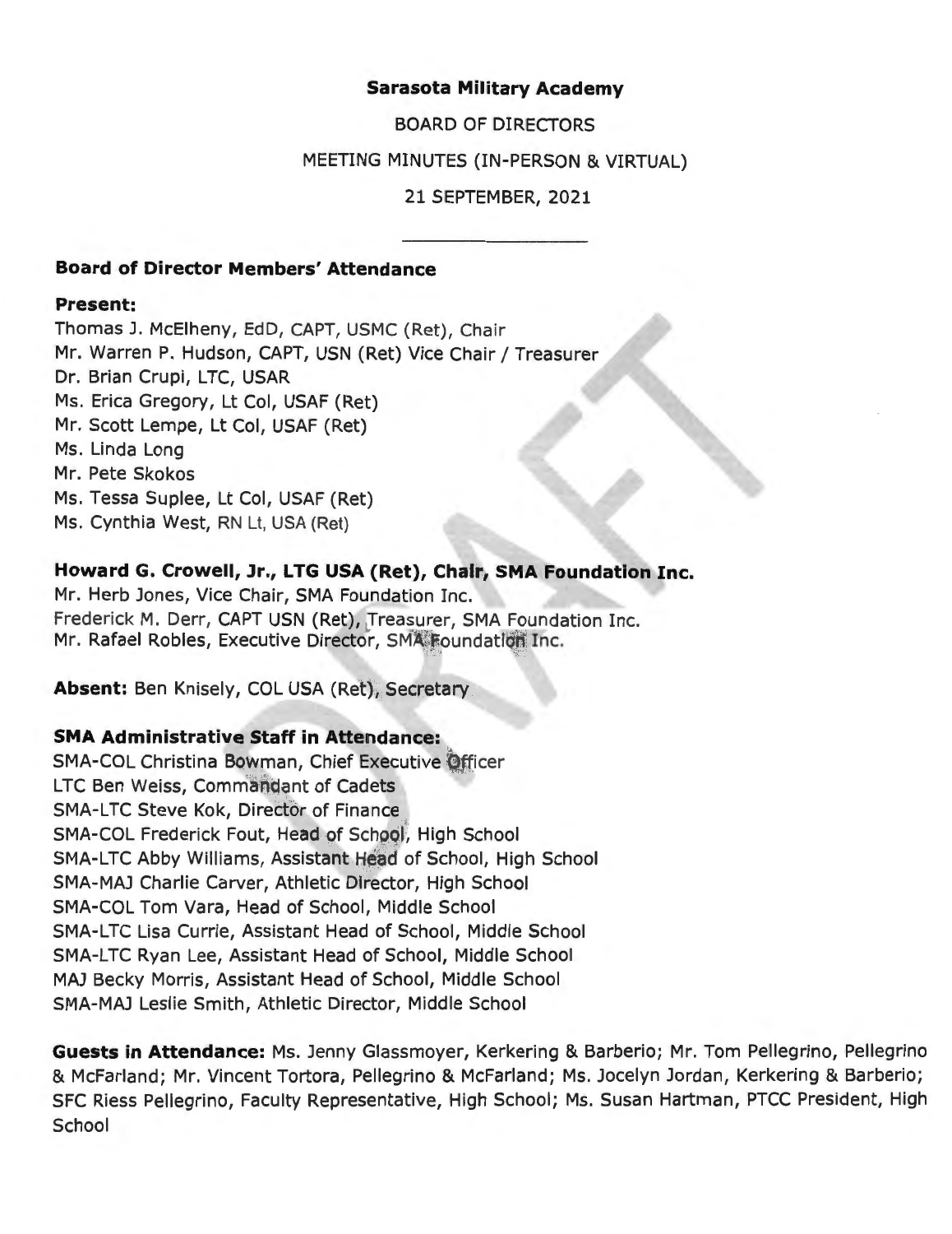**Sarasota Military Academy**

BOARD OF DIRECTORS

MEETING MINUTES (IN-PERSON & VIRTUAL)

21 SEPTEMBER, 2021

---

### Board of Director Members' Attendance

**Present:**

Thomas J. McElheny, EdD, CAPT, USMC (Ret), Chair
Mr. Warren P. Hudson, CAPT, USN (Ret) Vice Chair / Treasurer
Dr. Brian Crupi, LTC, USAR
Ms. Erica Gregory, Lt Col, USAF (Ret)
Mr. Scott Lempe, Lt Col, USAF (Ret)
Ms. Linda Long
Mr. Pete Skokos
Ms. Tessa Suplee, Lt Col, USAF (Ret)
Ms. Cynthia West, RN Lt, USA (Ret)

**Howard G. Crowell, Jr., LTG USA (Ret), Chair, SMA Foundation Inc.**
Mr. Herb Jones, Vice Chair, SMA Foundation Inc.
Frederick M. Derr, CAPT USN (Ret), Treasurer, SMA Foundation Inc.
Mr. Rafael Robles, Executive Director, SMA Foundation Inc.

**Absent:** Ben Knisely, COL USA (Ret), Secretary

**SMA Administrative Staff in Attendance:**
SMA-COL Christina Bowman, Chief Executive Officer
LTC Ben Weiss, Commandant of Cadets
SMA-LTC Steve Kok, Director of Finance
SMA-COL Frederick Fout, Head of School, High School
SMA-LTC Abby Williams, Assistant Head of School, High School
SMA-MAJ Charlie Carver, Athletic Director, High School
SMA-COL Tom Vara, Head of School, Middle School
SMA-LTC Lisa Currie, Assistant Head of School, Middle School
SMA-LTC Ryan Lee, Assistant Head of School, Middle School
MAJ Becky Morris, Assistant Head of School, Middle School
SMA-MAJ Leslie Smith, Athletic Director, Middle School

**Guests in Attendance:** Ms. Jenny Glassmoyer, Kerkering & Barberio; Mr. Tom Pellegrino, Pellegrino & McFarland; Mr. Vincent Tortora, Pellegrino & McFarland; Ms. Jocelyn Jordan, Kerkering & Barberio; SFC Riess Pellegrino, Faculty Representative, High School; Ms. Susan Hartman, PTCC President, High School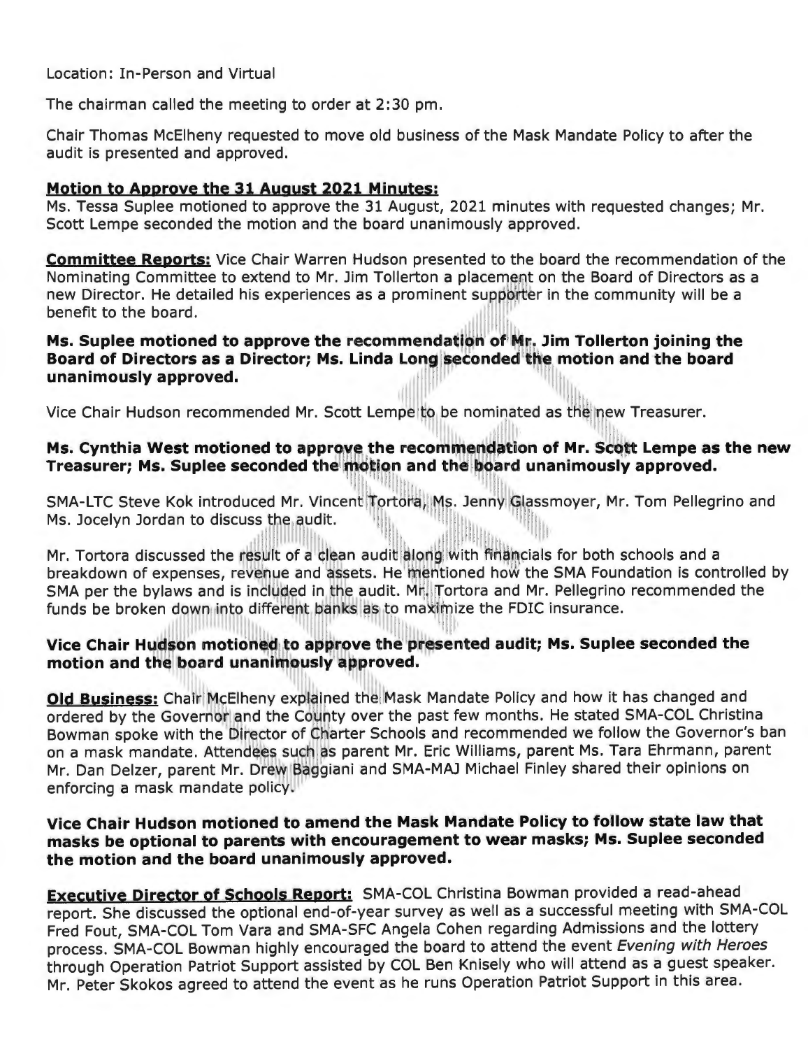Location: In-Person and Virtual

The chairman called the meeting to order at 2:30 pm.

Chair Thomas McElheny requested to move old business of the Mask Mandate Policy to after the audit is presented and approved.

**Motion to Approve the 31 August 2021 Minutes:**
Ms. Tessa Suplee motioned to approve the 31 August, 2021 minutes with requested changes; Mr. Scott Lempe seconded the motion and the board unanimously approved.

**Committee Reports:** Vice Chair Warren Hudson presented to the board the recommendation of the Nominating Committee to extend to Mr. Jim Tollerton a placement on the Board of Directors as a new Director. He detailed his experiences as a prominent supporter in the community will be a benefit to the board.

**Ms. Suplee motioned to approve the recommendation of Mr. Jim Tollerton joining the Board of Directors as a Director; Ms. Linda Long seconded the motion and the board unanimously approved.**

Vice Chair Hudson recommended Mr. Scott Lempe to be nominated as the new Treasurer.

**Ms. Cynthia West motioned to approve the recommendation of Mr. Scott Lempe as the new Treasurer; Ms. Suplee seconded the motion and the board unanimously approved.**

SMA-LTC Steve Kok introduced Mr. Vincent Tortora, Ms. Jenny Glassmoyer, Mr. Tom Pellegrino and Ms. Jocelyn Jordan to discuss the audit.

Mr. Tortora discussed the result of a clean audit along with financials for both schools and a breakdown of expenses, revenue and assets. He mentioned how the SMA Foundation is controlled by SMA per the bylaws and is included in the audit. Mr. Tortora and Mr. Pellegrino recommended the funds be broken down into different banks as to maximize the FDIC insurance.

**Vice Chair Hudson motioned to approve the presented audit; Ms. Suplee seconded the motion and the board unanimously approved.**

**Old Business:** Chair McElheny explained the Mask Mandate Policy and how it has changed and ordered by the Governor and the County over the past few months. He stated SMA-COL Christina Bowman spoke with the Director of Charter Schools and recommended we follow the Governor's ban on a mask mandate. Attendees such as parent Mr. Eric Williams, parent Ms. Tara Ehrmann, parent Mr. Dan Delzer, parent Mr. Drew Baggiani and SMA-MAJ Michael Finley shared their opinions on enforcing a mask mandate policy.

**Vice Chair Hudson motioned to amend the Mask Mandate Policy to follow state law that masks be optional to parents with encouragement to wear masks; Ms. Suplee seconded the motion and the board unanimously approved.**

**Executive Director of Schools Report:** SMA-COL Christina Bowman provided a read-ahead report. She discussed the optional end-of-year survey as well as a successful meeting with SMA-COL Fred Fout, SMA-COL Tom Vara and SMA-SFC Angela Cohen regarding Admissions and the lottery process. SMA-COL Bowman highly encouraged the board to attend the event *Evening with Heroes* through Operation Patriot Support assisted by COL Ben Knisely who will attend as a guest speaker. Mr. Peter Skokos agreed to attend the event as he runs Operation Patriot Support in this area.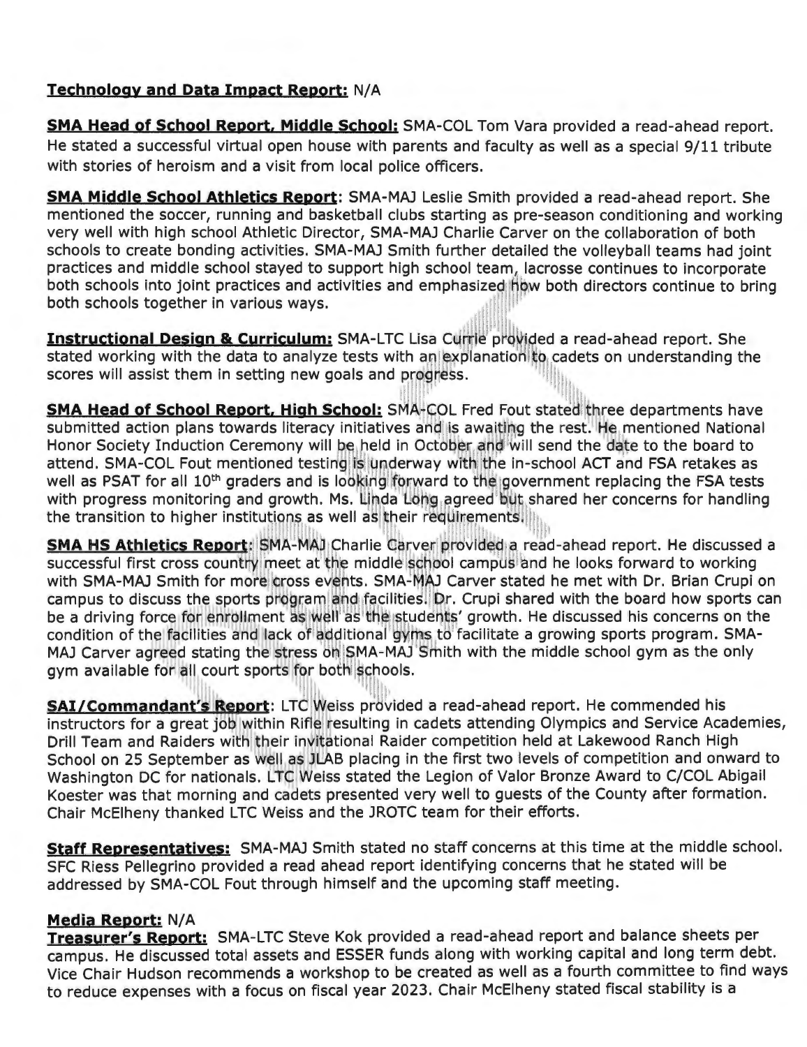**Technology and Data Impact Report:** N/A

**SMA Head of School Report, Middle School:** SMA-COL Tom Vara provided a read-ahead report. He stated a successful virtual open house with parents and faculty as well as a special 9/11 tribute with stories of heroism and a visit from local police officers.

**SMA Middle School Athletics Report**: SMA-MAJ Leslie Smith provided a read-ahead report. She mentioned the soccer, running and basketball clubs starting as pre-season conditioning and working very well with high school Athletic Director, SMA-MAJ Charlie Carver on the collaboration of both schools to create bonding activities. SMA-MAJ Smith further detailed the volleyball teams had joint practices and middle school stayed to support high school team, lacrosse continues to incorporate both schools into joint practices and activities and emphasized how both directors continue to bring both schools together in various ways.

**Instructional Design & Curriculum:** SMA-LTC Lisa Currie provided a read-ahead report. She stated working with the data to analyze tests with an explanation to cadets on understanding the scores will assist them in setting new goals and progress.

**SMA Head of School Report, High School:** SMA-COL Fred Fout stated three departments have submitted action plans towards literacy initiatives and is awaiting the rest. He mentioned National Honor Society Induction Ceremony will be held in October and will send the date to the board to attend. SMA-COL Fout mentioned testing is underway with the in-school ACT and FSA retakes as well as PSAT for all 10th graders and is looking forward to the government replacing the FSA tests with progress monitoring and growth. Ms. Linda Long agreed but shared her concerns for handling the transition to higher institutions as well as their requirements.

**SMA HS Athletics Report**: SMA-MAJ Charlie Carver provided a read-ahead report. He discussed a successful first cross country meet at the middle school campus and he looks forward to working with SMA-MAJ Smith for more cross events. SMA-MAJ Carver stated he met with Dr. Brian Crupi on campus to discuss the sports program and facilities. Dr. Crupi shared with the board how sports can be a driving force for enrollment as well as the students' growth. He discussed his concerns on the condition of the facilities and lack of additional gyms to facilitate a growing sports program. SMA-MAJ Carver agreed stating the stress on SMA-MAJ Smith with the middle school gym as the only gym available for all court sports for both schools.

**SAI/Commandant's Report**: LTC Weiss provided a read-ahead report. He commended his instructors for a great job within Rifle resulting in cadets attending Olympics and Service Academies, Drill Team and Raiders with their invitational Raider competition held at Lakewood Ranch High School on 25 September as well as JLAB placing in the first two levels of competition and onward to Washington DC for nationals. LTC Weiss stated the Legion of Valor Bronze Award to C/COL Abigail Koester was that morning and cadets presented very well to guests of the County after formation. Chair McElheny thanked LTC Weiss and the JROTC team for their efforts.

**Staff Representatives:** SMA-MAJ Smith stated no staff concerns at this time at the middle school. SFC Riess Pellegrino provided a read ahead report identifying concerns that he stated will be addressed by SMA-COL Fout through himself and the upcoming staff meeting.

**Media Report:** N/A

**Treasurer's Report:** SMA-LTC Steve Kok provided a read-ahead report and balance sheets per campus. He discussed total assets and ESSER funds along with working capital and long term debt. Vice Chair Hudson recommends a workshop to be created as well as a fourth committee to find ways to reduce expenses with a focus on fiscal year 2023. Chair McElheny stated fiscal stability is a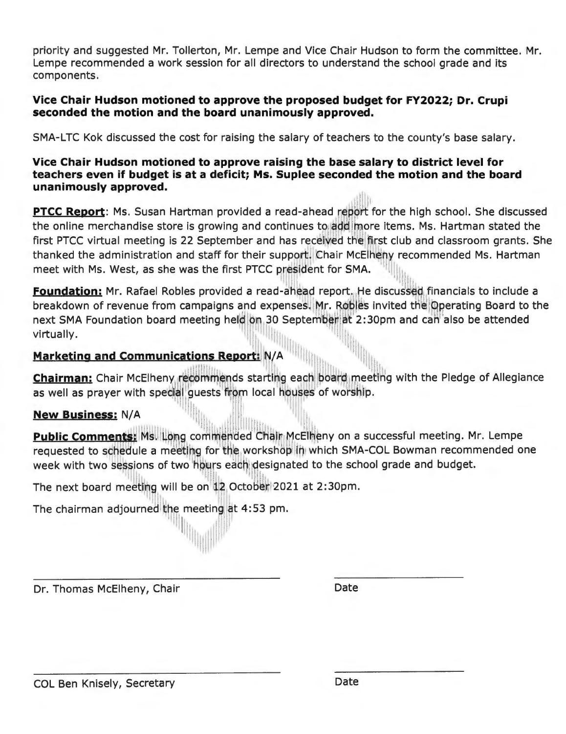priority and suggested Mr. Tollerton, Mr. Lempe and Vice Chair Hudson to form the committee. Mr. Lempe recommended a work session for all directors to understand the school grade and its components.

**Vice Chair Hudson motioned to approve the proposed budget for FY2022; Dr. Crupi seconded the motion and the board unanimously approved.**

SMA-LTC Kok discussed the cost for raising the salary of teachers to the county's base salary.

**Vice Chair Hudson motioned to approve raising the base salary to district level for teachers even if budget is at a deficit; Ms. Suplee seconded the motion and the board unanimously approved.**

**PTCC Report**: Ms. Susan Hartman provided a read-ahead report for the high school. She discussed the online merchandise store is growing and continues to add more items. Ms. Hartman stated the first PTCC virtual meeting is 22 September and has received the first club and classroom grants. She thanked the administration and staff for their support. Chair McElheny recommended Ms. Hartman meet with Ms. West, as she was the first PTCC president for SMA.

**Foundation:** Mr. Rafael Robles provided a read-ahead report. He discussed financials to include a breakdown of revenue from campaigns and expenses. Mr. Robles invited the Operating Board to the next SMA Foundation board meeting held on 30 September at 2:30pm and can also be attended virtually.

**Marketing and Communications Report:** N/A

**Chairman:** Chair McElheny recommends starting each board meeting with the Pledge of Allegiance as well as prayer with special guests from local houses of worship.

**New Business:** N/A

**Public Comments:** Ms. Long commended Chair McElheny on a successful meeting. Mr. Lempe requested to schedule a meeting for the workshop in which SMA-COL Bowman recommended one week with two sessions of two hours each designated to the school grade and budget.

The next board meeting will be on 12 October 2021 at 2:30pm.

The chairman adjourned the meeting at 4:53 pm.

_______________________________ _______________

Dr. Thomas McElheny, Chair Date

_______________________________ _______________

COL Ben Knisely, Secretary Date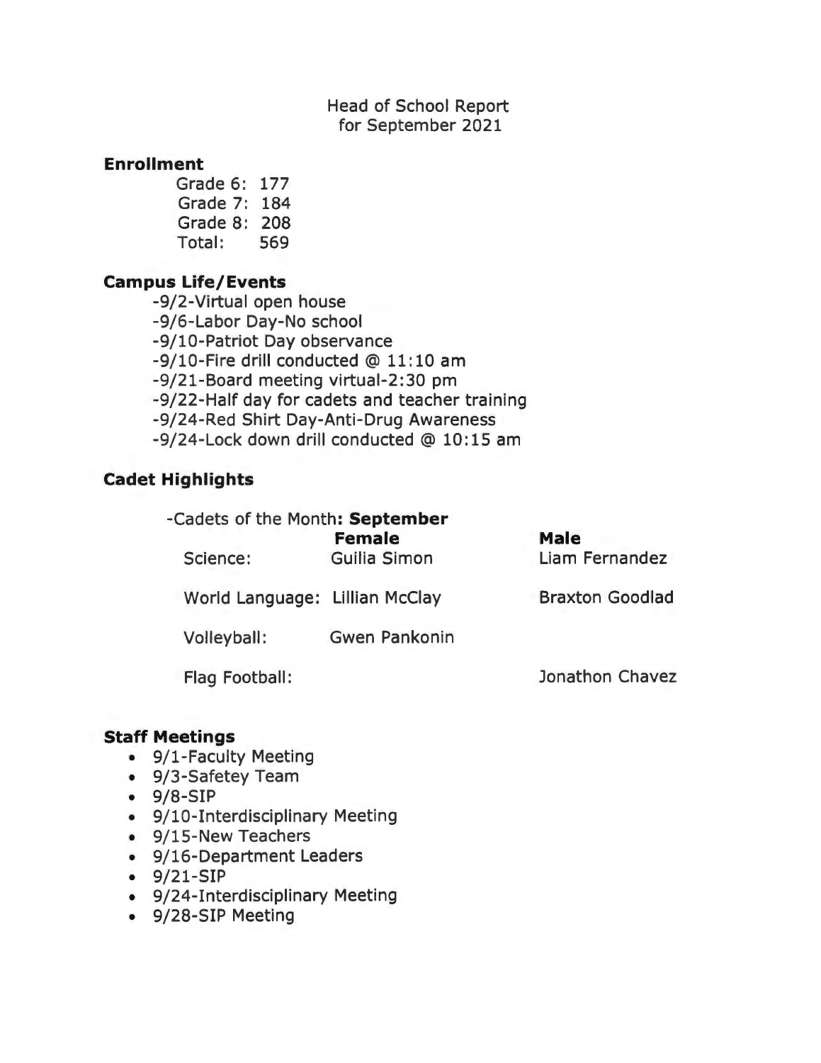# Head of School Report
# for September 2021

## Enrollment

Grade 6: 177
Grade 7: 184
Grade 8: 208
Total: 569

## Campus Life/Events

-9/2-Virtual open house
-9/6-Labor Day-No school
-9/10-Patriot Day observance
-9/10-Fire drill conducted @ 11:10 am
-9/21-Board meeting virtual-2:30 pm
-9/22-Half day for cadets and teacher training
-9/24-Red Shirt Day-Anti-Drug Awareness
-9/24-Lock down drill conducted @ 10:15 am

## Cadet Highlights

-Cadets of the Month**: September**

| | **Female** | **Male** |
|---|---|---|
| Science: | Guilia Simon | Liam Fernandez |
| World Language: | Lillian McClay | Braxton Goodlad |
| Volleyball: | Gwen Pankonin | |
| Flag Football: | | Jonathon Chavez |

## Staff Meetings

- 9/1-Faculty Meeting
- 9/3-Safetey Team
- 9/8-SIP
- 9/10-Interdisciplinary Meeting
- 9/15-New Teachers
- 9/16-Department Leaders
- 9/21-SIP
- 9/24-Interdisciplinary Meeting
- 9/28-SIP Meeting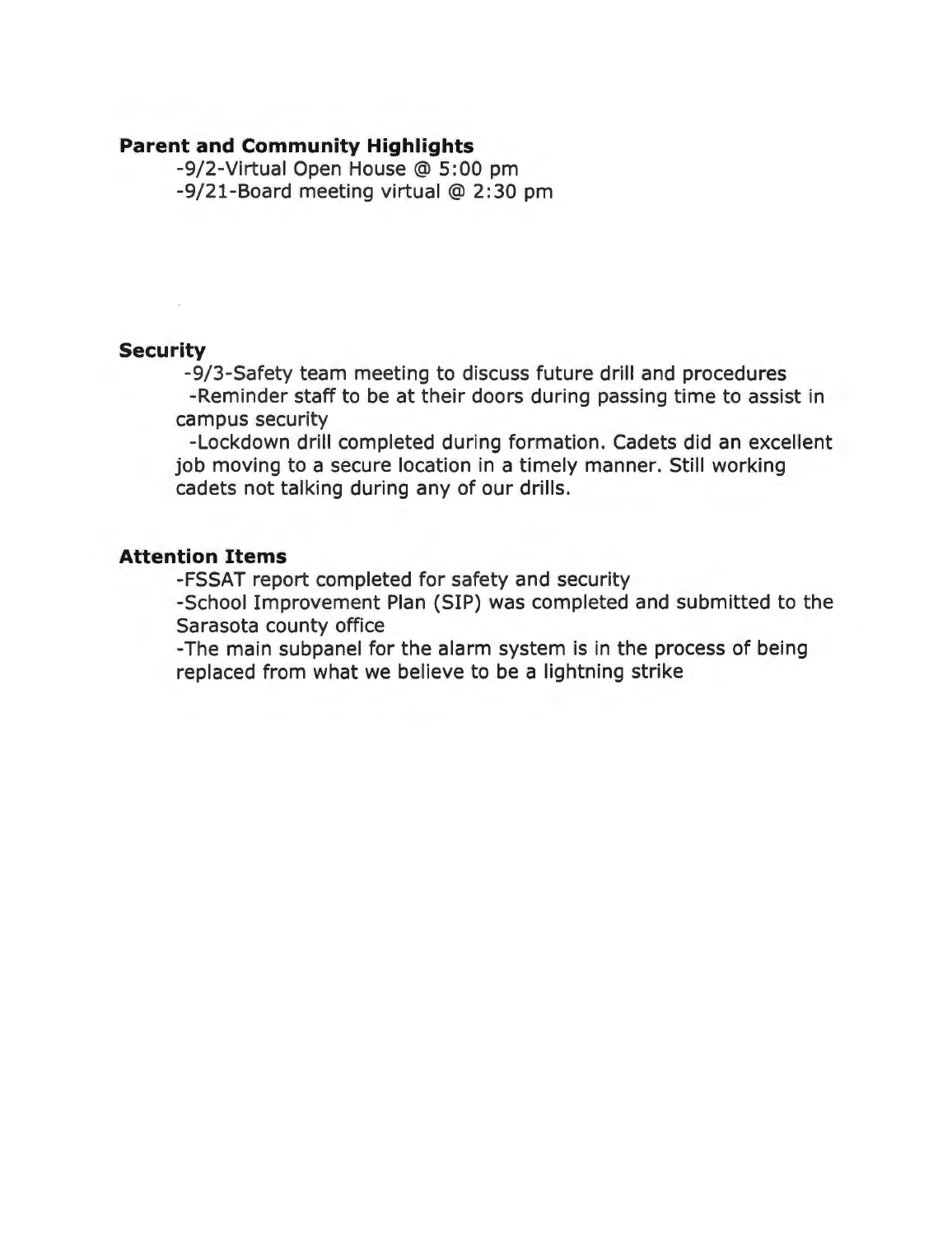**Parent and Community Highlights**

-9/2-Virtual Open House @ 5:00 pm
-9/21-Board meeting virtual @ 2:30 pm

**Security**

-9/3-Safety team meeting to discuss future drill and procedures
-Reminder staff to be at their doors during passing time to assist in campus security
-Lockdown drill completed during formation. Cadets did an excellent job moving to a secure location in a timely manner. Still working cadets not talking during any of our drills.

**Attention Items**

-FSSAT report completed for safety and security
-School Improvement Plan (SIP) was completed and submitted to the Sarasota county office
-The main subpanel for the alarm system is in the process of being replaced from what we believe to be a lightning strike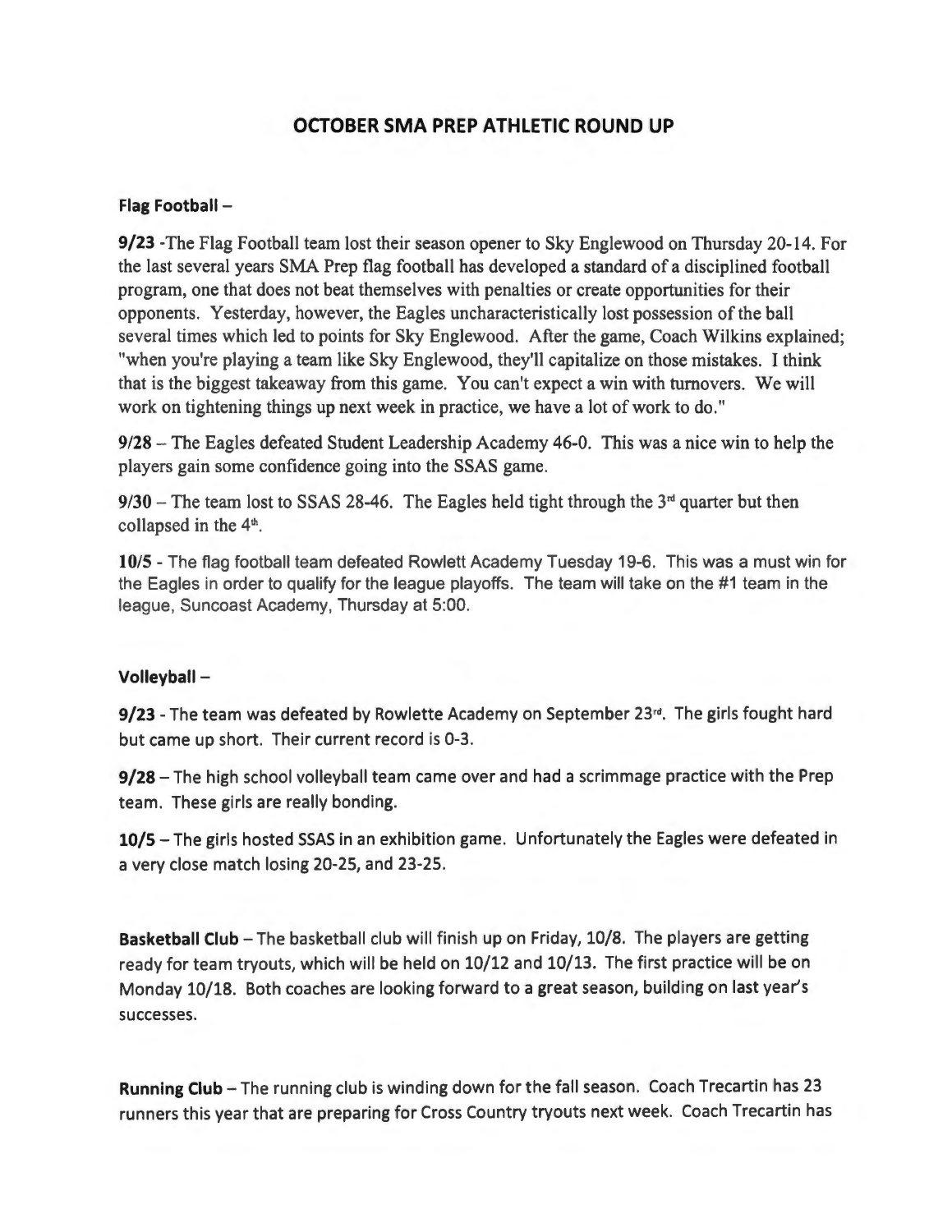# OCTOBER SMA PREP ATHLETIC ROUND UP

**Flag Football –**

**9/23** -The Flag Football team lost their season opener to Sky Englewood on Thursday 20-14. For the last several years SMA Prep flag football has developed a standard of a disciplined football program, one that does not beat themselves with penalties or create opportunities for their opponents. Yesterday, however, the Eagles uncharacteristically lost possession of the ball several times which led to points for Sky Englewood. After the game, Coach Wilkins explained; "when you're playing a team like Sky Englewood, they'll capitalize on those mistakes. I think that is the biggest takeaway from this game. You can't expect a win with turnovers. We will work on tightening things up next week in practice, we have a lot of work to do."

**9/28** – The Eagles defeated Student Leadership Academy 46-0. This was a nice win to help the players gain some confidence going into the SSAS game.

**9/30** – The team lost to SSAS 28-46. The Eagles held tight through the 3rd quarter but then collapsed in the 4th.

**10/5** - The flag football team defeated Rowlett Academy Tuesday 19-6. This was a must win for the Eagles in order to qualify for the league playoffs. The team will take on the #1 team in the league, Suncoast Academy, Thursday at 5:00.

**Volleyball –**

**9/23** - The team was defeated by Rowlette Academy on September 23rd. The girls fought hard but came up short. Their current record is 0-3.

**9/28** – The high school volleyball team came over and had a scrimmage practice with the Prep team. These girls are really bonding.

**10/5** – The girls hosted SSAS in an exhibition game. Unfortunately the Eagles were defeated in a very close match losing 20-25, and 23-25.

**Basketball Club** – The basketball club will finish up on Friday, 10/8. The players are getting ready for team tryouts, which will be held on 10/12 and 10/13. The first practice will be on Monday 10/18. Both coaches are looking forward to a great season, building on last year's successes.

**Running Club** – The running club is winding down for the fall season. Coach Trecartin has 23 runners this year that are preparing for Cross Country tryouts next week. Coach Trecartin has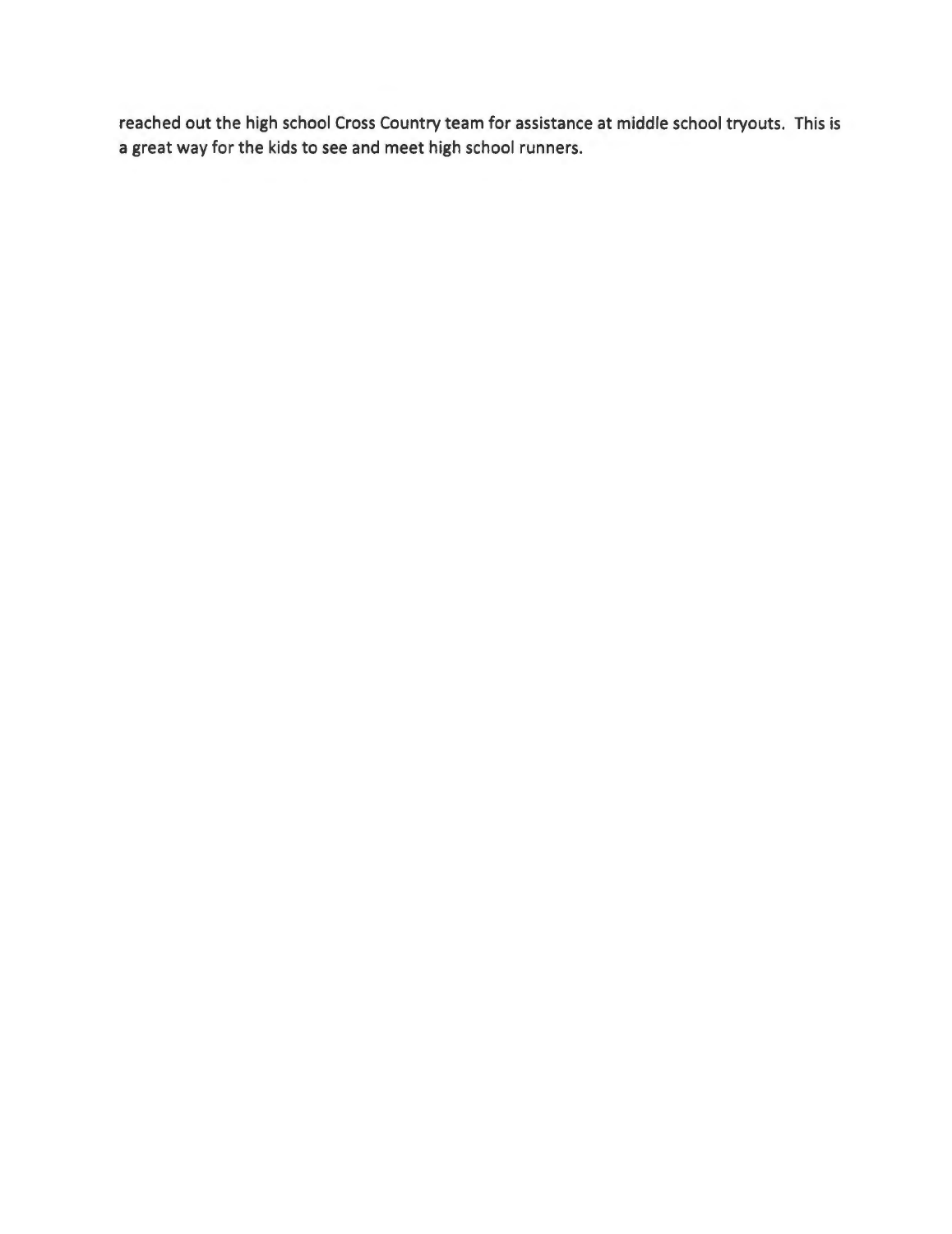reached out the high school Cross Country team for assistance at middle school tryouts. This is a great way for the kids to see and meet high school runners.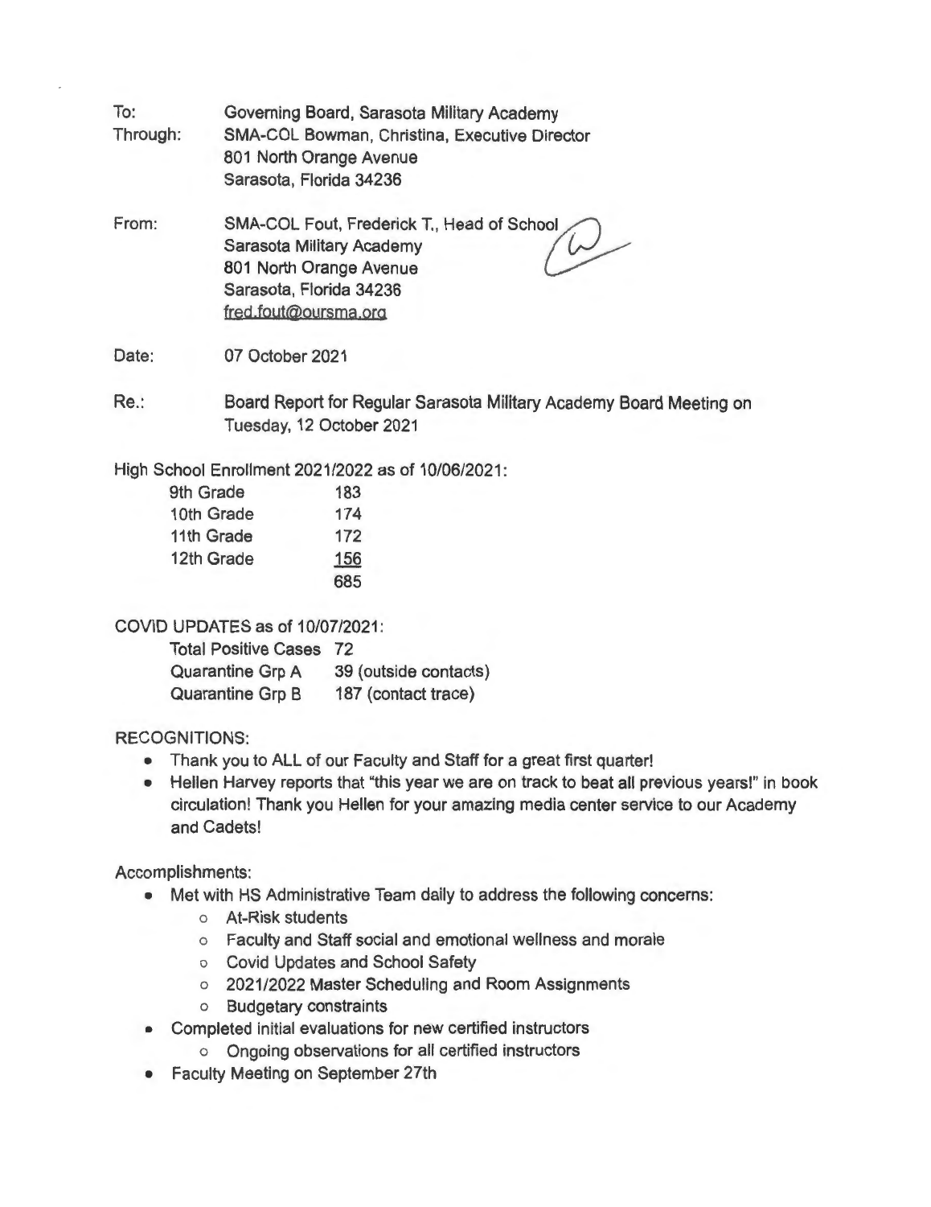To: Governing Board, Sarasota Military Academy

Through: SMA-COL Bowman, Christina, Executive Director
801 North Orange Avenue
Sarasota, Florida 34236

From: SMA-COL Fout, Frederick T., Head of School
Sarasota Military Academy
801 North Orange Avenue
Sarasota, Florida 34236
fred.fout@oursma.org

Date: 07 October 2021

Re.: Board Report for Regular Sarasota Military Academy Board Meeting on Tuesday, 12 October 2021

High School Enrollment 2021/2022 as of 10/06/2021:

| Grade | Enrollment |
|---|---|
| 9th Grade | 183 |
| 10th Grade | 174 |
| 11th Grade | 172 |
| 12th Grade | 156 |
| | 685 |

COVID UPDATES as of 10/07/2021:

| | |
|---|---|
| Total Positive Cases | 72 |
| Quarantine Grp A | 39 (outside contacts) |
| Quarantine Grp B | 187 (contact trace) |

RECOGNITIONS:

- Thank you to ALL of our Faculty and Staff for a great first quarter!
- Hellen Harvey reports that "this year we are on track to beat all previous years!" in book circulation! Thank you Hellen for your amazing media center service to our Academy and Cadets!

Accomplishments:

- Met with HS Administrative Team daily to address the following concerns:
  - At-Risk students
  - Faculty and Staff social and emotional wellness and morale
  - Covid Updates and School Safety
  - 2021/2022 Master Scheduling and Room Assignments
  - Budgetary constraints
- Completed initial evaluations for new certified instructors
  - Ongoing observations for all certified instructors
- Faculty Meeting on September 27th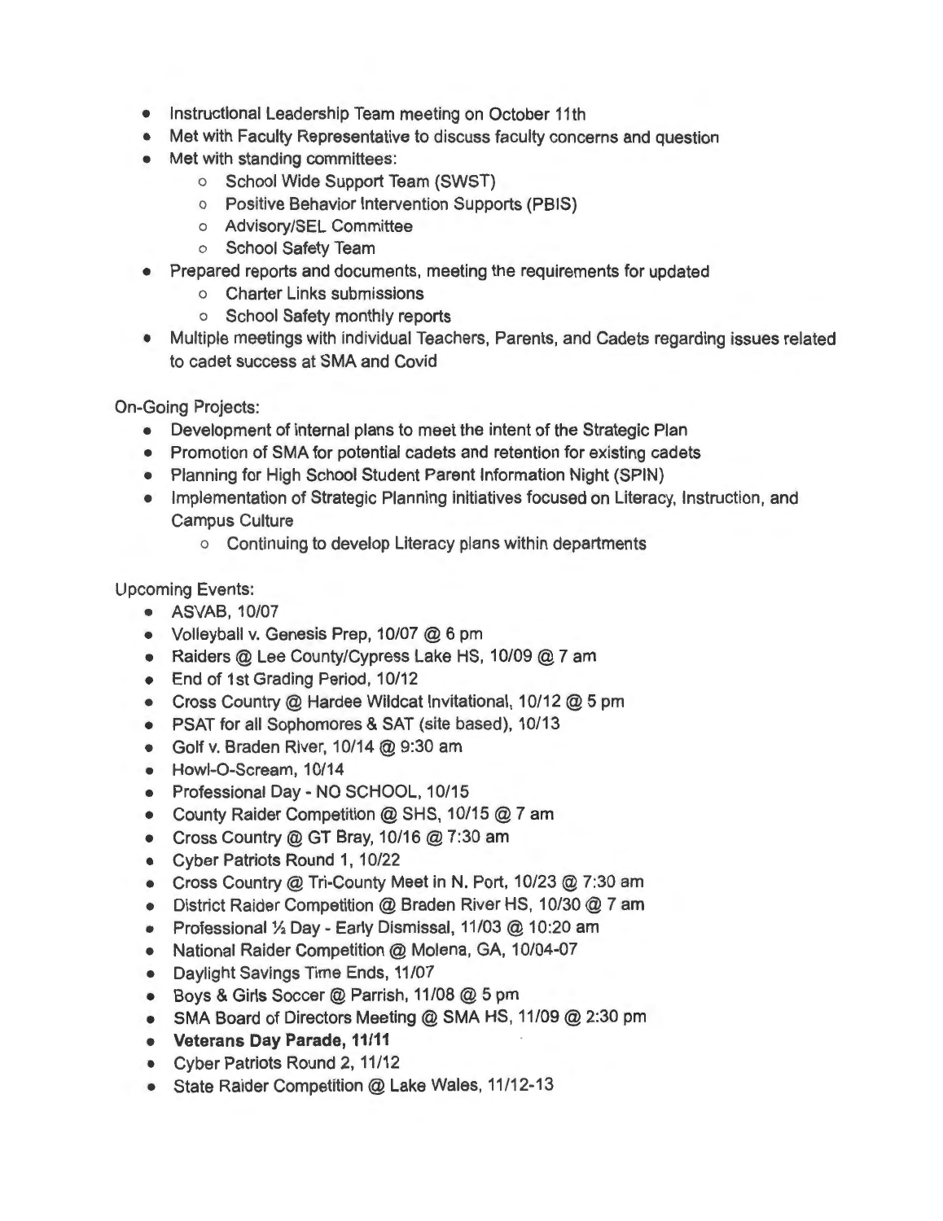- Instructional Leadership Team meeting on October 11th
- Met with Faculty Representative to discuss faculty concerns and question
- Met with standing committees:
  - School Wide Support Team (SWST)
  - Positive Behavior Intervention Supports (PBIS)
  - Advisory/SEL Committee
  - School Safety Team
- Prepared reports and documents, meeting the requirements for updated
  - Charter Links submissions
  - School Safety monthly reports
- Multiple meetings with individual Teachers, Parents, and Cadets regarding issues related to cadet success at SMA and Covid

On-Going Projects:

- Development of internal plans to meet the intent of the Strategic Plan
- Promotion of SMA for potential cadets and retention for existing cadets
- Planning for High School Student Parent Information Night (SPIN)
- Implementation of Strategic Planning initiatives focused on Literacy, Instruction, and Campus Culture
  - Continuing to develop Literacy plans within departments

Upcoming Events:

- ASVAB, 10/07
- Volleyball v. Genesis Prep, 10/07 @ 6 pm
- Raiders @ Lee County/Cypress Lake HS, 10/09 @ 7 am
- End of 1st Grading Period, 10/12
- Cross Country @ Hardee Wildcat Invitational, 10/12 @ 5 pm
- PSAT for all Sophomores & SAT (site based), 10/13
- Golf v. Braden River, 10/14 @ 9:30 am
- Howl-O-Scream, 10/14
- Professional Day - NO SCHOOL, 10/15
- County Raider Competition @ SHS, 10/15 @ 7 am
- Cross Country @ GT Bray, 10/16 @ 7:30 am
- Cyber Patriots Round 1, 10/22
- Cross Country @ Tri-County Meet in N. Port, 10/23 @ 7:30 am
- District Raider Competition @ Braden River HS, 10/30 @ 7 am
- Professional ½ Day - Early Dismissal, 11/03 @ 10:20 am
- National Raider Competition @ Molena, GA, 10/04-07
- Daylight Savings Time Ends, 11/07
- Boys & Girls Soccer @ Parrish, 11/08 @ 5 pm
- SMA Board of Directors Meeting @ SMA HS, 11/09 @ 2:30 pm
- **Veterans Day Parade, 11/11**
- Cyber Patriots Round 2, 11/12
- State Raider Competition @ Lake Wales, 11/12-13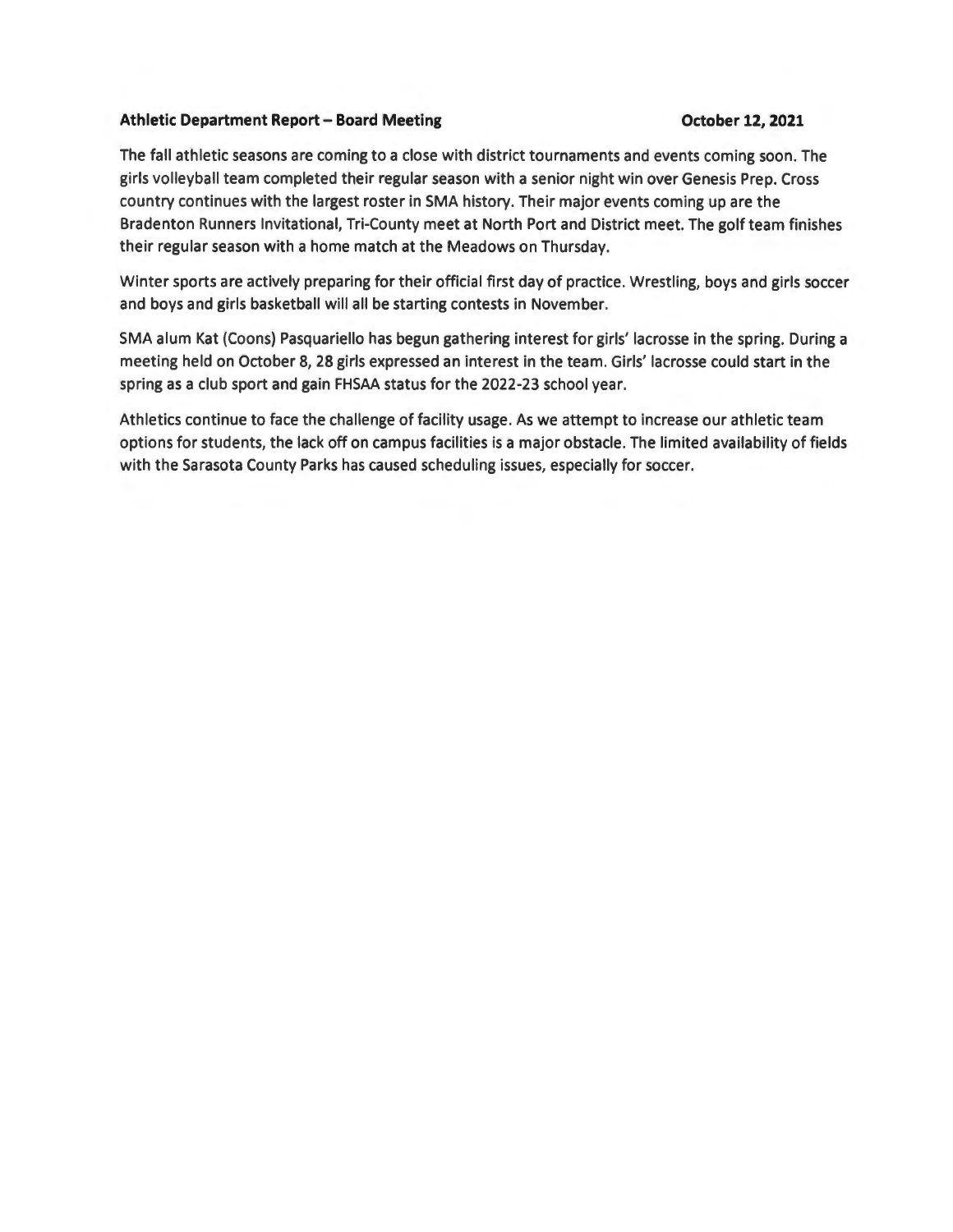**Athletic Department Report – Board Meeting** **October 12, 2021**

The fall athletic seasons are coming to a close with district tournaments and events coming soon. The girls volleyball team completed their regular season with a senior night win over Genesis Prep. Cross country continues with the largest roster in SMA history. Their major events coming up are the Bradenton Runners Invitational, Tri-County meet at North Port and District meet. The golf team finishes their regular season with a home match at the Meadows on Thursday.

Winter sports are actively preparing for their official first day of practice. Wrestling, boys and girls soccer and boys and girls basketball will all be starting contests in November.

SMA alum Kat (Coons) Pasquariello has begun gathering interest for girls' lacrosse in the spring. During a meeting held on October 8, 28 girls expressed an interest in the team. Girls' lacrosse could start in the spring as a club sport and gain FHSAA status for the 2022-23 school year.

Athletics continue to face the challenge of facility usage. As we attempt to increase our athletic team options for students, the lack off on campus facilities is a major obstacle. The limited availability of fields with the Sarasota County Parks has caused scheduling issues, especially for soccer.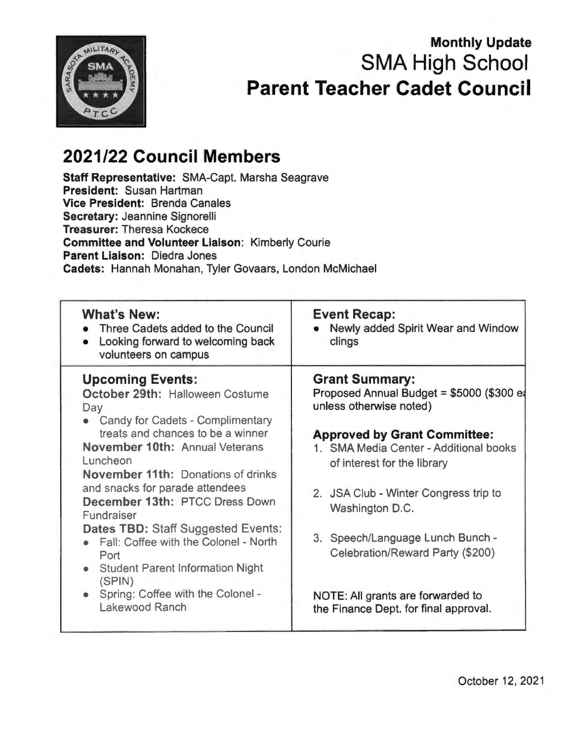**Monthly Update**

# SMA High School

# Parent Teacher Cadet Council

## 2021/22 Council Members

**Staff Representative:** SMA-Capt. Marsha Seagrave
**President:** Susan Hartman
**Vice President:** Brenda Canales
**Secretary:** Jeannine Signorelli
**Treasurer:** Theresa Kockece
**Committee and Volunteer Liaison**: Kimberly Courie
**Parent Liaison:** Diedra Jones
**Cadets:** Hannah Monahan, Tyler Govaars, London McMichael

### What's New:

- Three Cadets added to the Council
- Looking forward to welcoming back volunteers on campus

### Upcoming Events:

**October 29th:** Halloween Costume Day

- Candy for Cadets - Complimentary treats and chances to be a winner

**November 10th:** Annual Veterans Luncheon

**November 11th:** Donations of drinks and snacks for parade attendees

**December 13th:** PTCC Dress Down Fundraiser

**Dates TBD:** Staff Suggested Events:

- Fall: Coffee with the Colonel - North Port
- Student Parent Information Night (SPIN)
- Spring: Coffee with the Colonel - Lakewood Ranch

### Event Recap:

- Newly added Spirit Wear and Window clings

### Grant Summary:

Proposed Annual Budget = $5000 ($300 ea unless otherwise noted)

### Approved by Grant Committee:

1. SMA Media Center - Additional books of interest for the library
2. JSA Club - Winter Congress trip to Washington D.C.
3. Speech/Language Lunch Bunch - Celebration/Reward Party ($200)

NOTE: All grants are forwarded to the Finance Dept. for final approval.

October 12, 2021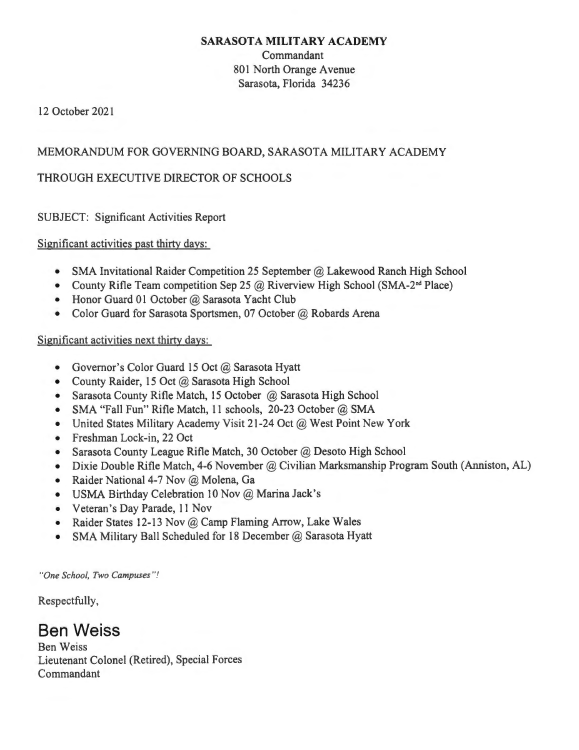**SARASOTA MILITARY ACADEMY**
Commandant
801 North Orange Avenue
Sarasota, Florida 34236

12 October 2021

MEMORANDUM FOR GOVERNING BOARD, SARASOTA MILITARY ACADEMY

THROUGH EXECUTIVE DIRECTOR OF SCHOOLS

SUBJECT: Significant Activities Report

<u>Significant activities past thirty days:</u>

- SMA Invitational Raider Competition 25 September @ Lakewood Ranch High School
- County Rifle Team competition Sep 25 @ Riverview High School (SMA-2nd Place)
- Honor Guard 01 October @ Sarasota Yacht Club
- Color Guard for Sarasota Sportsmen, 07 October @ Robards Arena

<u>Significant activities next thirty days:</u>

- Governor's Color Guard 15 Oct @ Sarasota Hyatt
- County Raider, 15 Oct @ Sarasota High School
- Sarasota County Rifle Match, 15 October @ Sarasota High School
- SMA "Fall Fun" Rifle Match, 11 schools, 20-23 October @ SMA
- United States Military Academy Visit 21-24 Oct @ West Point New York
- Freshman Lock-in, 22 Oct
- Sarasota County League Rifle Match, 30 October @ Desoto High School
- Dixie Double Rifle Match, 4-6 November @ Civilian Marksmanship Program South (Anniston, AL)
- Raider National 4-7 Nov @ Molena, Ga
- USMA Birthday Celebration 10 Nov @ Marina Jack's
- Veteran's Day Parade, 11 Nov
- Raider States 12-13 Nov @ Camp Flaming Arrow, Lake Wales
- SMA Military Ball Scheduled for 18 December @ Sarasota Hyatt

*"One School, Two Campuses"!*

Respectfully,

Ben Weiss

Ben Weiss
Lieutenant Colonel (Retired), Special Forces
Commandant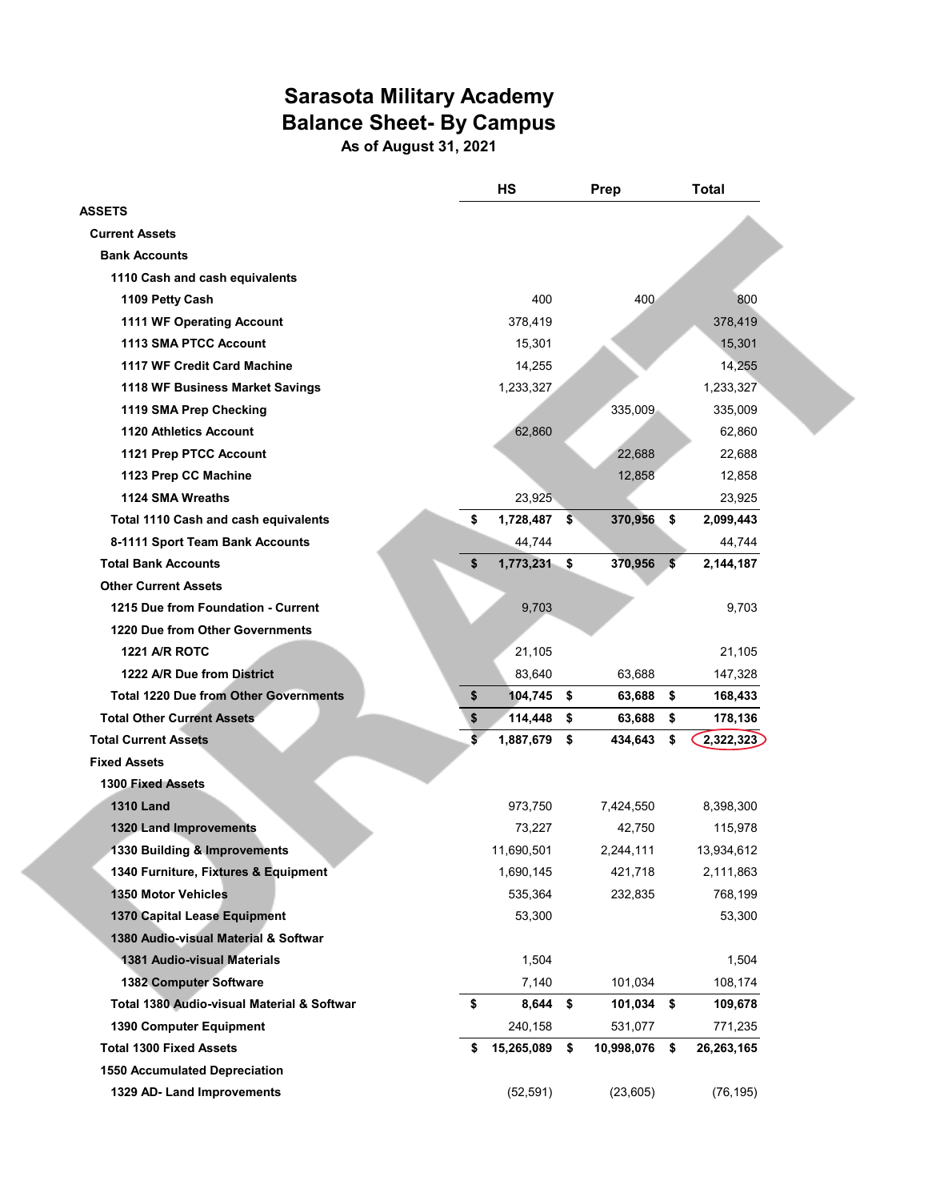# Sarasota Military Academy
# Balance Sheet- By Campus
### As of August 31, 2021

| | HS | Prep | Total |
|---|---|---|---|
| **ASSETS** | | | |
| **Current Assets** | | | |
| **Bank Accounts** | | | |
| **1110 Cash and cash equivalents** | | | |
| **1109 Petty Cash** | 400 | 400 | 800 |
| **1111 WF Operating Account** | 378,419 | | 378,419 |
| **1113 SMA PTCC Account** | 15,301 | | 15,301 |
| **1117 WF Credit Card Machine** | 14,255 | | 14,255 |
| **1118 WF Business Market Savings** | 1,233,327 | | 1,233,327 |
| **1119 SMA Prep Checking** | | 335,009 | 335,009 |
| **1120 Athletics Account** | 62,860 | | 62,860 |
| **1121 Prep PTCC Account** | | 22,688 | 22,688 |
| **1123 Prep CC Machine** | | 12,858 | 12,858 |
| **1124 SMA Wreaths** | 23,925 | | 23,925 |
| **Total 1110 Cash and cash equivalents** | **$ 1,728,487** | **$ 370,956** | **$ 2,099,443** |
| **8-1111 Sport Team Bank Accounts** | 44,744 | | 44,744 |
| **Total Bank Accounts** | **$ 1,773,231** | **$ 370,956** | **$ 2,144,187** |
| **Other Current Assets** | | | |
| **1215 Due from Foundation - Current** | 9,703 | | 9,703 |
| **1220 Due from Other Governments** | | | |
| **1221 A/R ROTC** | 21,105 | | 21,105 |
| **1222 A/R Due from District** | 83,640 | 63,688 | 147,328 |
| **Total 1220 Due from Other Governments** | **$ 104,745** | **$ 63,688** | **$ 168,433** |
| **Total Other Current Assets** | **$ 114,448** | **$ 63,688** | **$ 178,136** |
| **Total Current Assets** | **$ 1,887,679** | **$ 434,643** | **$ 2,322,323** |
| **Fixed Assets** | | | |
| **1300 Fixed Assets** | | | |
| **1310 Land** | 973,750 | 7,424,550 | 8,398,300 |
| **1320 Land Improvements** | 73,227 | 42,750 | 115,978 |
| **1330 Building & Improvements** | 11,690,501 | 2,244,111 | 13,934,612 |
| **1340 Furniture, Fixtures & Equipment** | 1,690,145 | 421,718 | 2,111,863 |
| **1350 Motor Vehicles** | 535,364 | 232,835 | 768,199 |
| **1370 Capital Lease Equipment** | 53,300 | | 53,300 |
| **1380 Audio-visual Material & Softwar** | | | |
| **1381 Audio-visual Materials** | 1,504 | | 1,504 |
| **1382 Computer Software** | 7,140 | 101,034 | 108,174 |
| **Total 1380 Audio-visual Material & Softwar** | **$ 8,644** | **$ 101,034** | **$ 109,678** |
| **1390 Computer Equipment** | 240,158 | 531,077 | 771,235 |
| **Total 1300 Fixed Assets** | **$ 15,265,089** | **$ 10,998,076** | **$ 26,263,165** |
| **1550 Accumulated Depreciation** | | | |
| **1329 AD- Land Improvements** | (52,591) | (23,605) | (76,195) |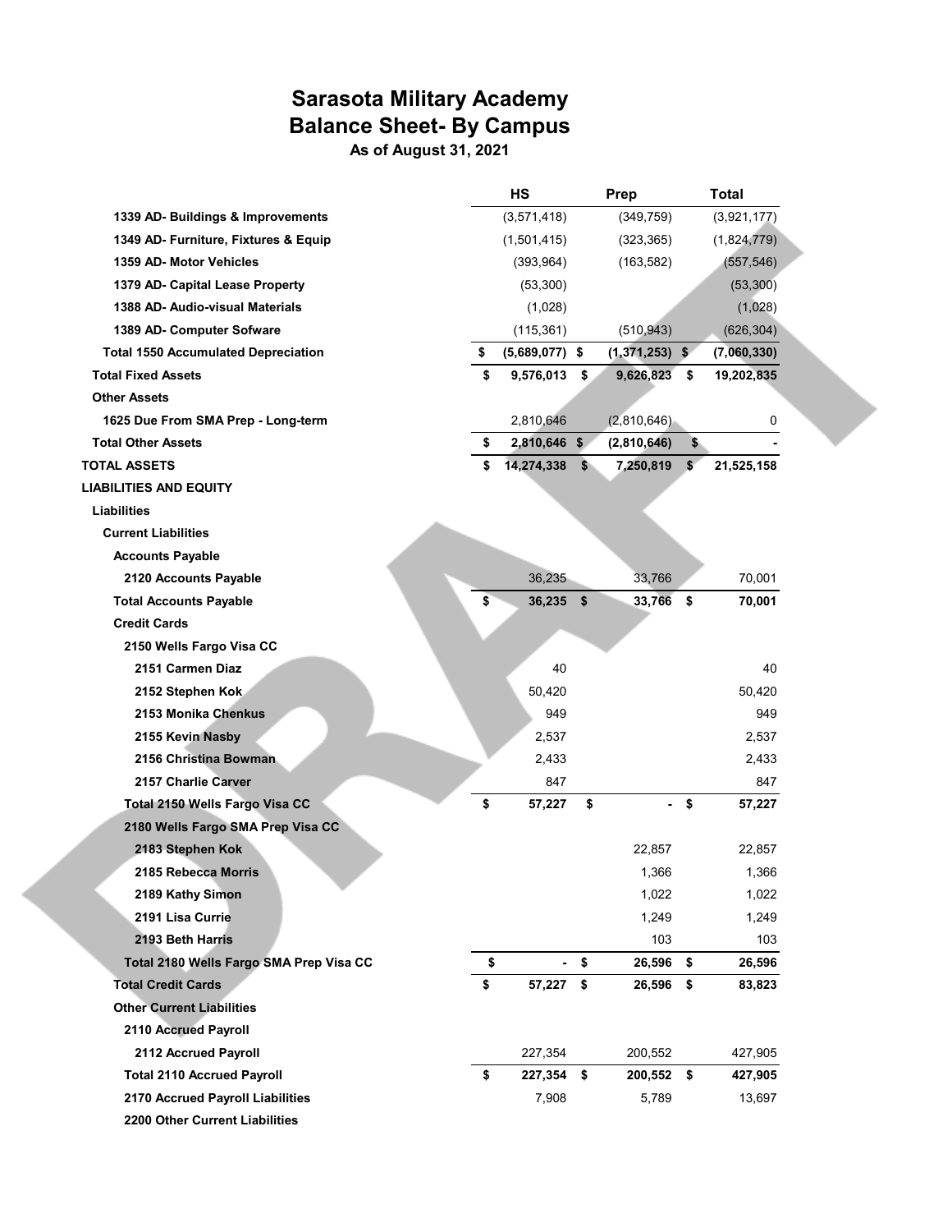# Sarasota Military Academy
# Balance Sheet- By Campus
**As of August 31, 2021**

| | HS | Prep | Total |
|---|---|---|---|
| 1339 AD- Buildings & Improvements | (3,571,418) | (349,759) | (3,921,177) |
| 1349 AD- Furniture, Fixtures & Equip | (1,501,415) | (323,365) | (1,824,779) |
| 1359 AD- Motor Vehicles | (393,964) | (163,582) | (557,546) |
| 1379 AD- Capital Lease Property | (53,300) | | (53,300) |
| 1388 AD- Audio-visual Materials | (1,028) | | (1,028) |
| 1389 AD- Computer Sofware | (115,361) | (510,943) | (626,304) |
| **Total 1550 Accumulated Depreciation** | **$ (5,689,077)** | **$ (1,371,253)** | **$ (7,060,330)** |
| **Total Fixed Assets** | **$ 9,576,013** | **$ 9,626,823** | **$ 19,202,835** |
| **Other Assets** | | | |
| 1625 Due From SMA Prep - Long-term | 2,810,646 | (2,810,646) | 0 |
| **Total Other Assets** | **$ 2,810,646** | **$ (2,810,646)** | **$ -** |
| **TOTAL ASSETS** | **$ 14,274,338** | **$ 7,250,819** | **$ 21,525,158** |
| **LIABILITIES AND EQUITY** | | | |
| **Liabilities** | | | |
| **Current Liabilities** | | | |
| **Accounts Payable** | | | |
| 2120 Accounts Payable | 36,235 | 33,766 | 70,001 |
| **Total Accounts Payable** | **$ 36,235** | **$ 33,766** | **$ 70,001** |
| **Credit Cards** | | | |
| **2150 Wells Fargo Visa CC** | | | |
| 2151 Carmen Diaz | 40 | | 40 |
| 2152 Stephen Kok | 50,420 | | 50,420 |
| 2153 Monika Chenkus | 949 | | 949 |
| 2155 Kevin Nasby | 2,537 | | 2,537 |
| 2156 Christina Bowman | 2,433 | | 2,433 |
| 2157 Charlie Carver | 847 | | 847 |
| **Total 2150 Wells Fargo Visa CC** | **$ 57,227** | **$ -** | **$ 57,227** |
| **2180 Wells Fargo SMA Prep Visa CC** | | | |
| 2183 Stephen Kok | | 22,857 | 22,857 |
| 2185 Rebecca Morris | | 1,366 | 1,366 |
| 2189 Kathy Simon | | 1,022 | 1,022 |
| 2191 Lisa Currie | | 1,249 | 1,249 |
| 2193 Beth Harris | | 103 | 103 |
| **Total 2180 Wells Fargo SMA Prep Visa CC** | **$ -** | **$ 26,596** | **$ 26,596** |
| **Total Credit Cards** | **$ 57,227** | **$ 26,596** | **$ 83,823** |
| **Other Current Liabilities** | | | |
| **2110 Accrued Payroll** | | | |
| 2112 Accrued Payroll | 227,354 | 200,552 | 427,905 |
| **Total 2110 Accrued Payroll** | **$ 227,354** | **$ 200,552** | **$ 427,905** |
| 2170 Accrued Payroll Liabilities | 7,908 | 5,789 | 13,697 |
| **2200 Other Current Liabilities** | | | |

DRAFT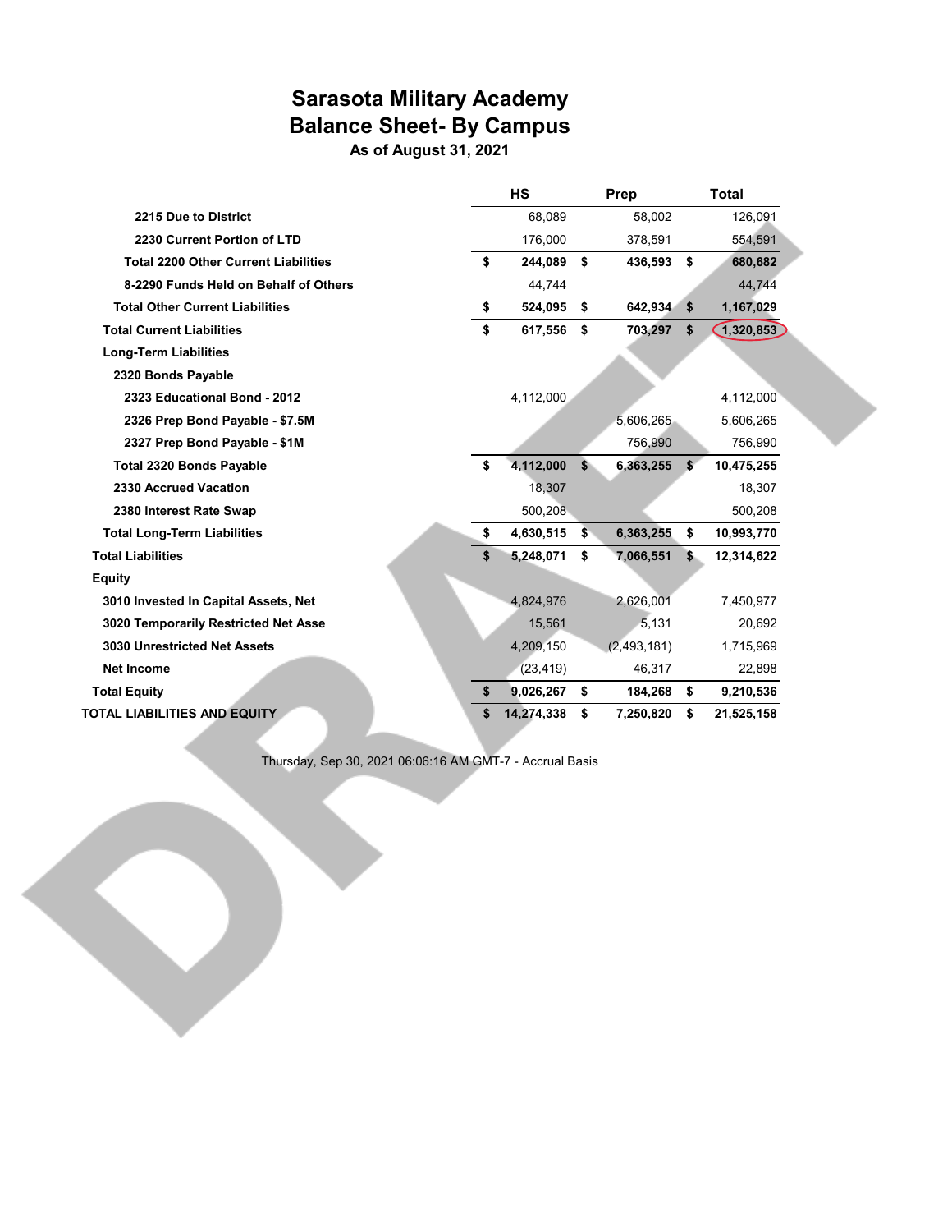# Sarasota Military Academy
# Balance Sheet- By Campus
### As of August 31, 2021

| | HS | Prep | Total |
|---|---|---|---|
| 2215 Due to District | 68,089 | 58,002 | 126,091 |
| 2230 Current Portion of LTD | 176,000 | 378,591 | 554,591 |
| **Total 2200 Other Current Liabilities** | **$ 244,089** | **$ 436,593** | **$ 680,682** |
| 8-2290 Funds Held on Behalf of Others | 44,744 | | 44,744 |
| **Total Other Current Liabilities** | **$ 524,095** | **$ 642,934** | **$ 1,167,029** |
| **Total Current Liabilities** | **$ 617,556** | **$ 703,297** | **$ 1,320,853** |
| **Long-Term Liabilities** | | | |
| **2320 Bonds Payable** | | | |
| 2323 Educational Bond - 2012 | 4,112,000 | | 4,112,000 |
| 2326 Prep Bond Payable - $7.5M | | 5,606,265 | 5,606,265 |
| 2327 Prep Bond Payable - $1M | | 756,990 | 756,990 |
| **Total 2320 Bonds Payable** | **$ 4,112,000** | **$ 6,363,255** | **$ 10,475,255** |
| 2330 Accrued Vacation | 18,307 | | 18,307 |
| 2380 Interest Rate Swap | 500,208 | | 500,208 |
| **Total Long-Term Liabilities** | **$ 4,630,515** | **$ 6,363,255** | **$ 10,993,770** |
| **Total Liabilities** | **$ 5,248,071** | **$ 7,066,551** | **$ 12,314,622** |
| **Equity** | | | |
| 3010 Invested In Capital Assets, Net | 4,824,976 | 2,626,001 | 7,450,977 |
| 3020 Temporarily Restricted Net Asse | 15,561 | 5,131 | 20,692 |
| 3030 Unrestricted Net Assets | 4,209,150 | (2,493,181) | 1,715,969 |
| Net Income | (23,419) | 46,317 | 22,898 |
| **Total Equity** | **$ 9,026,267** | **$ 184,268** | **$ 9,210,536** |
| **TOTAL LIABILITIES AND EQUITY** | **$ 14,274,338** | **$ 7,250,820** | **$ 21,525,158** |

Thursday, Sep 30, 2021 06:06:16 AM GMT-7 - Accrual Basis

DRAFT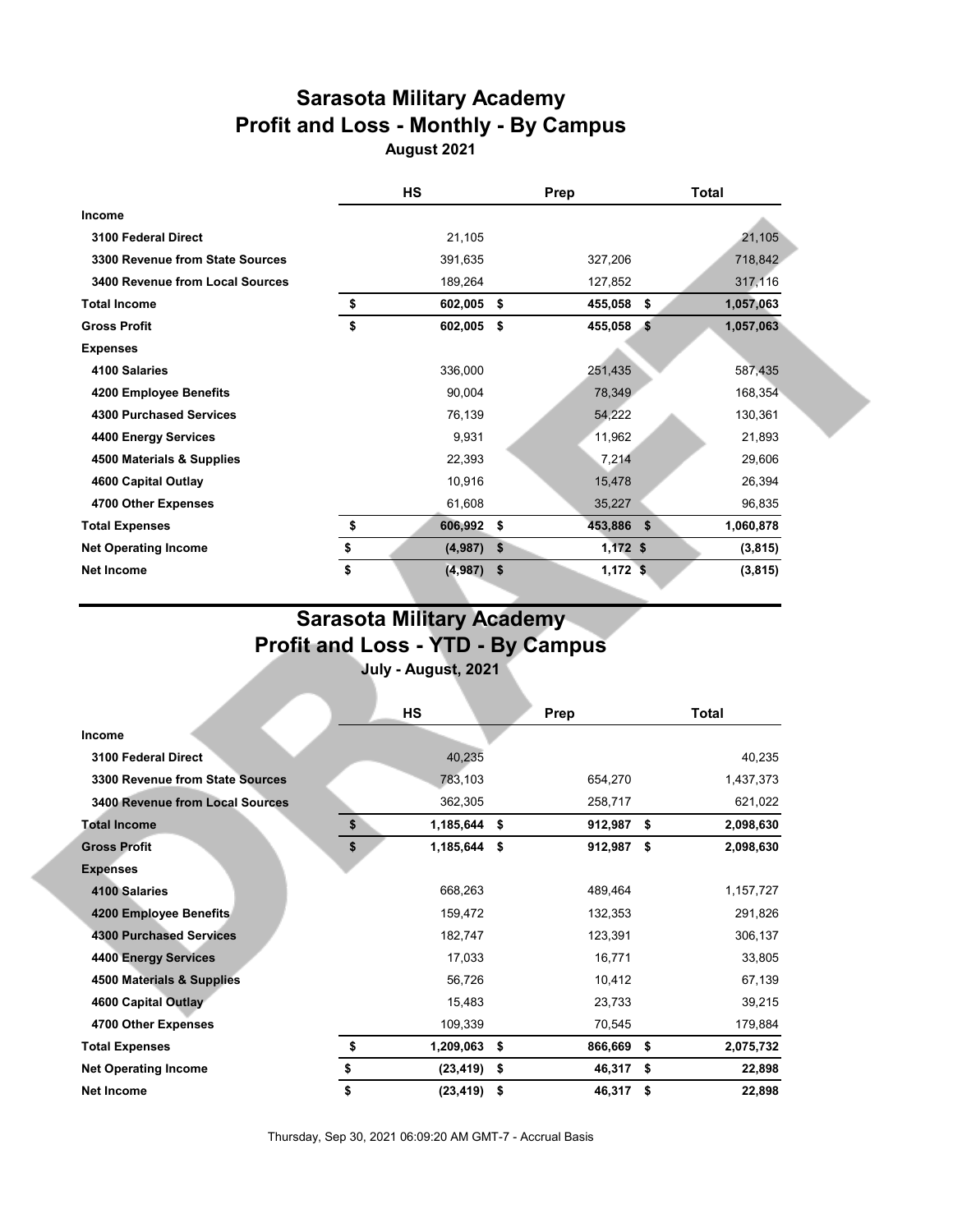# Sarasota Military Academy
## Profit and Loss - Monthly - By Campus
### August 2021

| | HS | Prep | Total |
|---|---|---|---|
| **Income** | | | |
| **3100 Federal Direct** | 21,105 | | 21,105 |
| **3300 Revenue from State Sources** | 391,635 | 327,206 | 718,842 |
| **3400 Revenue from Local Sources** | 189,264 | 127,852 | 317,116 |
| **Total Income** | **$ 602,005** | **$ 455,058** | **$ 1,057,063** |
| **Gross Profit** | **$ 602,005** | **$ 455,058** | **$ 1,057,063** |
| **Expenses** | | | |
| **4100 Salaries** | 336,000 | 251,435 | 587,435 |
| **4200 Employee Benefits** | 90,004 | 78,349 | 168,354 |
| **4300 Purchased Services** | 76,139 | 54,222 | 130,361 |
| **4400 Energy Services** | 9,931 | 11,962 | 21,893 |
| **4500 Materials & Supplies** | 22,393 | 7,214 | 29,606 |
| **4600 Capital Outlay** | 10,916 | 15,478 | 26,394 |
| **4700 Other Expenses** | 61,608 | 35,227 | 96,835 |
| **Total Expenses** | **$ 606,992** | **$ 453,886** | **$ 1,060,878** |
| **Net Operating Income** | **$ (4,987)** | **$ 1,172** | **$ (3,815)** |
| **Net Income** | **$ (4,987)** | **$ 1,172** | **$ (3,815)** |

# Sarasota Military Academy
## Profit and Loss - YTD - By Campus
### July - August, 2021

| | HS | Prep | Total |
|---|---|---|---|
| **Income** | | | |
| **3100 Federal Direct** | 40,235 | | 40,235 |
| **3300 Revenue from State Sources** | 783,103 | 654,270 | 1,437,373 |
| **3400 Revenue from Local Sources** | 362,305 | 258,717 | 621,022 |
| **Total Income** | **$ 1,185,644** | **$ 912,987** | **$ 2,098,630** |
| **Gross Profit** | **$ 1,185,644** | **$ 912,987** | **$ 2,098,630** |
| **Expenses** | | | |
| **4100 Salaries** | 668,263 | 489,464 | 1,157,727 |
| **4200 Employee Benefits** | 159,472 | 132,353 | 291,826 |
| **4300 Purchased Services** | 182,747 | 123,391 | 306,137 |
| **4400 Energy Services** | 17,033 | 16,771 | 33,805 |
| **4500 Materials & Supplies** | 56,726 | 10,412 | 67,139 |
| **4600 Capital Outlay** | 15,483 | 23,733 | 39,215 |
| **4700 Other Expenses** | 109,339 | 70,545 | 179,884 |
| **Total Expenses** | **$ 1,209,063** | **$ 866,669** | **$ 2,075,732** |
| **Net Operating Income** | **$ (23,419)** | **$ 46,317** | **$ 22,898** |
| **Net Income** | **$ (23,419)** | **$ 46,317** | **$ 22,898** |

Thursday, Sep 30, 2021 06:09:20 AM GMT-7 - Accrual Basis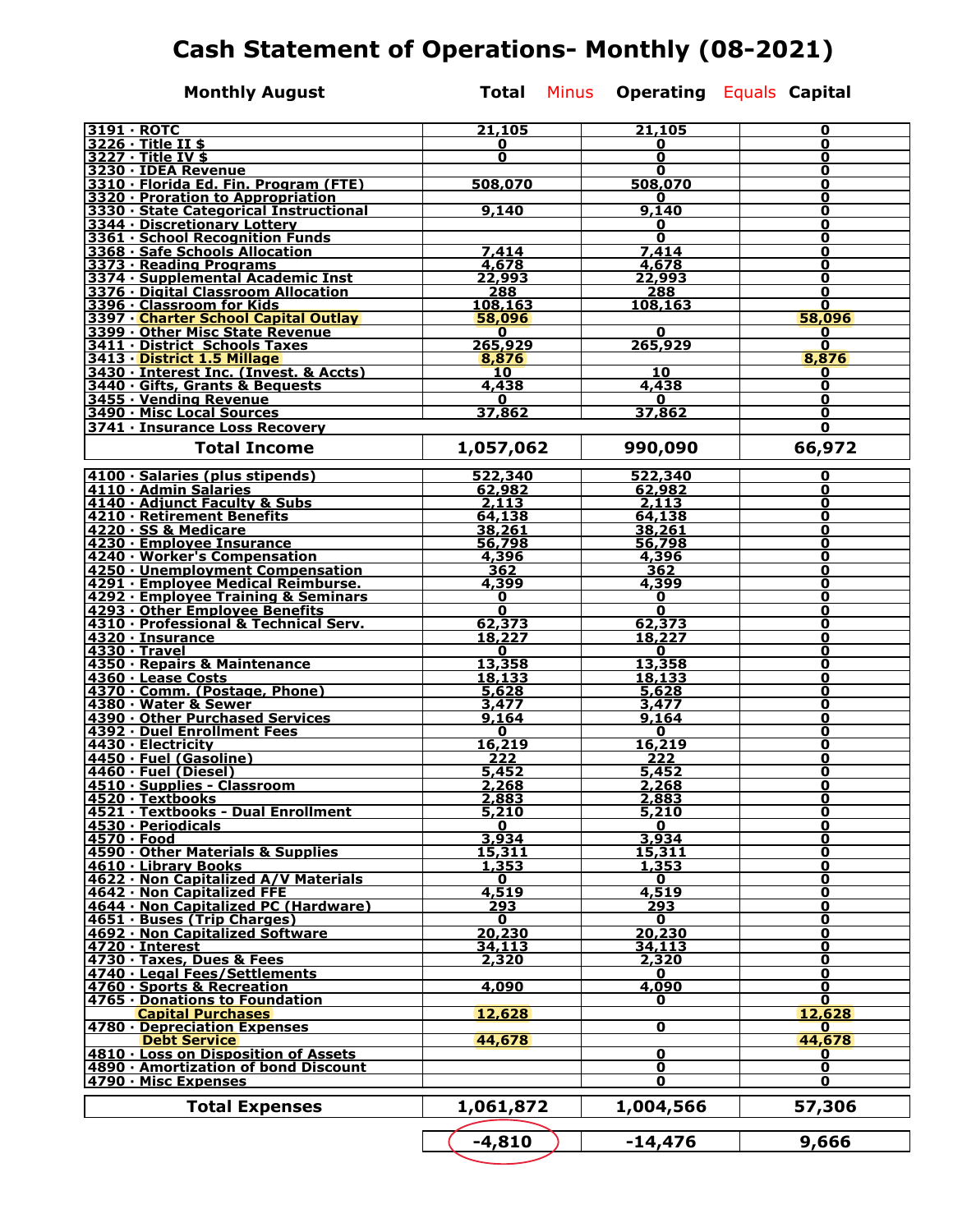# Cash Statement of Operations- Monthly (08-2021)

| Monthly August | Total Minus | Operating Equals | Capital |
|---|---|---|---|
| 3191 · ROTC | 21,105 | 21,105 | 0 |
| 3226 · Title II $ | 0 | 0 | 0 |
| 3227 · Title IV $ | 0 | 0 | 0 |
| 3230 · IDEA Revenue | | 0 | 0 |
| 3310 · Florida Ed. Fin. Program (FTE) | 508,070 | 508,070 | 0 |
| 3320 · Proration to Appropriation | | 0 | 0 |
| 3330 · State Categorical Instructional | 9,140 | 9,140 | 0 |
| 3344 · Discretionary Lottery | | 0 | 0 |
| 3361 · School Recognition Funds | | 0 | 0 |
| 3368 · Safe Schools Allocation | 7,414 | 7,414 | 0 |
| 3373 · Reading Programs | 4,678 | 4,678 | 0 |
| 3374 · Supplemental Academic Inst | 22,993 | 22,993 | 0 |
| 3376 · Digital Classroom Allocation | 288 | 288 | 0 |
| 3396 · Classroom for Kids | 108,163 | 108,163 | 0 |
| 3397 · Charter School Capital Outlay | 58,096 | | 58,096 |
| 3399 · Other Misc State Revenue | 0 | 0 | 0 |
| 3411 · District Schools Taxes | 265,929 | 265,929 | 0 |
| 3413 · District 1.5 Millage | 8,876 | | 8,876 |
| 3430 · Interest Inc. (Invest. & Accts) | 10 | 10 | 0 |
| 3440 · Gifts, Grants & Bequests | 4,438 | 4,438 | 0 |
| 3455 · Vending Revenue | 0 | 0 | 0 |
| 3490 · Misc Local Sources | 37,862 | 37,862 | 0 |
| 3741 · Insurance Loss Recovery | | | 0 |
| **Total Income** | **1,057,062** | **990,090** | **66,972** |
| 4100 · Salaries (plus stipends) | 522,340 | 522,340 | 0 |
| 4110 · Admin Salaries | 62,982 | 62,982 | 0 |
| 4140 · Adjunct Faculty & Subs | 2,113 | 2,113 | 0 |
| 4210 · Retirement Benefits | 64,138 | 64,138 | 0 |
| 4220 · SS & Medicare | 38,261 | 38,261 | 0 |
| 4230 · Employee Insurance | 56,798 | 56,798 | 0 |
| 4240 · Worker's Compensation | 4,396 | 4,396 | 0 |
| 4250 · Unemployment Compensation | 362 | 362 | 0 |
| 4291 · Employee Medical Reimburse. | 4,399 | 4,399 | 0 |
| 4292 · Employee Training & Seminars | 0 | 0 | 0 |
| 4293 · Other Employee Benefits | 0 | 0 | 0 |
| 4310 · Professional & Technical Serv. | 62,373 | 62,373 | 0 |
| 4320 · Insurance | 18,227 | 18,227 | 0 |
| 4330 · Travel | 0 | 0 | 0 |
| 4350 · Repairs & Maintenance | 13,358 | 13,358 | 0 |
| 4360 · Lease Costs | 18,133 | 18,133 | 0 |
| 4370 · Comm. (Postage, Phone) | 5,628 | 5,628 | 0 |
| 4380 · Water & Sewer | 3,477 | 3,477 | 0 |
| 4390 · Other Purchased Services | 9,164 | 9,164 | 0 |
| 4392 · Duel Enrollment Fees | 0 | 0 | 0 |
| 4430 · Electricity | 16,219 | 16,219 | 0 |
| 4450 · Fuel (Gasoline) | 222 | 222 | 0 |
| 4460 · Fuel (Diesel) | 5,452 | 5,452 | 0 |
| 4510 · Supplies - Classroom | 2,268 | 2,268 | 0 |
| 4520 · Textbooks | 2,883 | 2,883 | 0 |
| 4521 · Textbooks - Dual Enrollment | 5,210 | 5,210 | 0 |
| 4530 · Periodicals | 0 | 0 | 0 |
| 4570 · Food | 3,934 | 3,934 | 0 |
| 4590 · Other Materials & Supplies | 15,311 | 15,311 | 0 |
| 4610 · Library Books | 1,353 | 1,353 | 0 |
| 4622 · Non Capitalized A/V Materials | 0 | 0 | 0 |
| 4642 · Non Capitalized FFE | 4,519 | 4,519 | 0 |
| 4644 · Non Capitalized PC (Hardware) | 293 | 293 | 0 |
| 4651 · Buses (Trip Charges) | 0 | 0 | 0 |
| 4692 · Non Capitalized Software | 20,230 | 20,230 | 0 |
| 4720 · Interest | 34,113 | 34,113 | 0 |
| 4730 · Taxes, Dues & Fees | 2,320 | 2,320 | 0 |
| 4740 · Legal Fees/Settlements | | 0 | 0 |
| 4760 · Sports & Recreation | 4,090 | 4,090 | 0 |
| 4765 · Donations to Foundation | | 0 | 0 |
| Capital Purchases | 12,628 | | 12,628 |
| 4780 · Depreciation Expenses | | 0 | 0 |
| Debt Service | 44,678 | | 44,678 |
| 4810 · Loss on Disposition of Assets | | 0 | 0 |
| 4890 · Amortization of bond Discount | | 0 | 0 |
| 4790 · Misc Expenses | | 0 | 0 |
| **Total Expenses** | **1,061,872** | **1,004,566** | **57,306** |
| | **-4,810** | **-14,476** | **9,666** |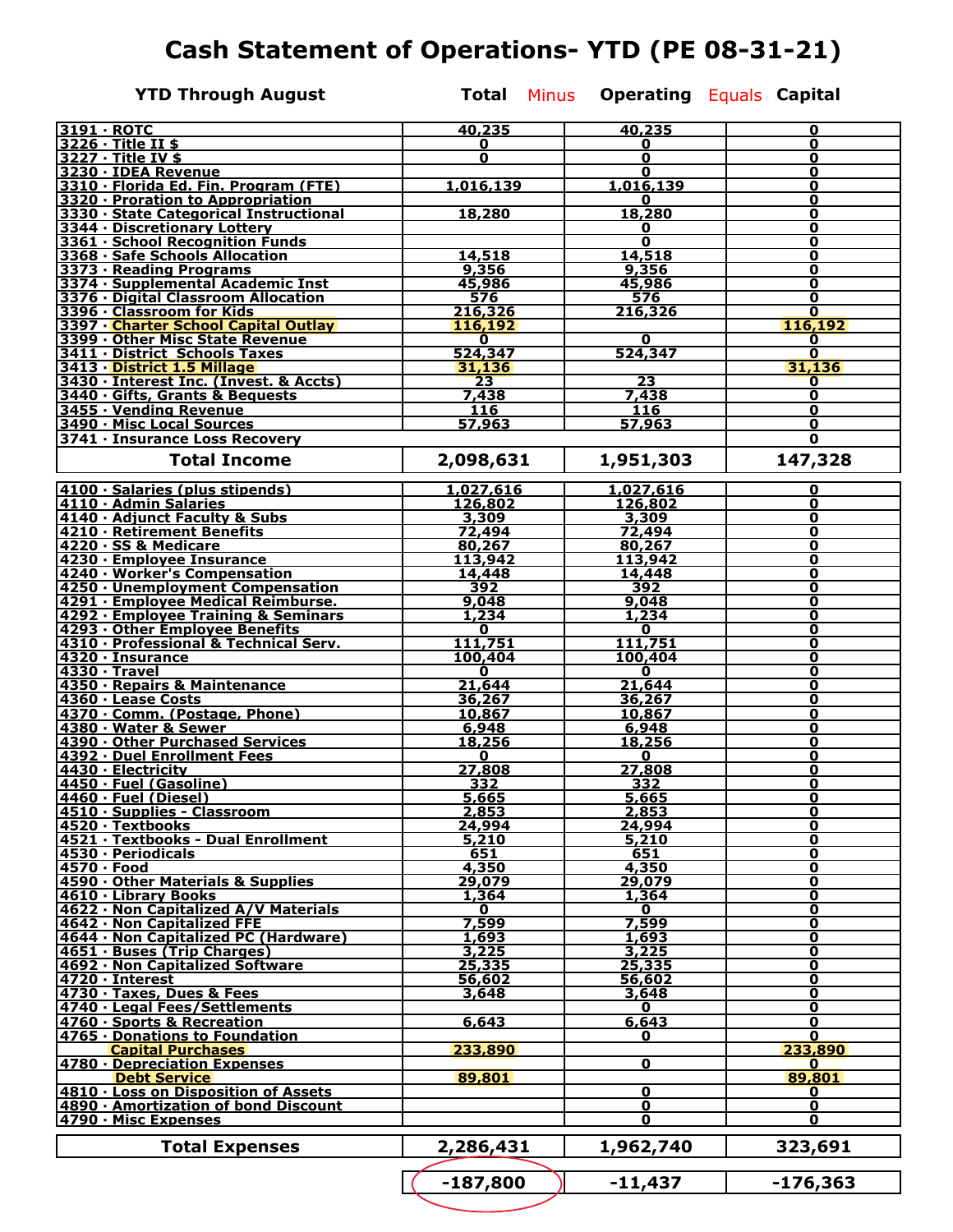# Cash Statement of Operations- YTD (PE 08-31-21)

| YTD Through August | Total Minus | Operating Equals | Capital |
|---|---|---|---|
| 3191 · ROTC | 40,235 | 40,235 | 0 |
| 3226 · Title II $ | 0 | 0 | 0 |
| 3227 · Title IV $ | 0 | 0 | 0 |
| 3230 · IDEA Revenue | | 0 | 0 |
| 3310 · Florida Ed. Fin. Program (FTE) | 1,016,139 | 1,016,139 | 0 |
| 3320 · Proration to Appropriation | | 0 | 0 |
| 3330 · State Categorical Instructional | 18,280 | 18,280 | 0 |
| 3344 · Discretionary Lottery | | 0 | 0 |
| 3361 · School Recognition Funds | | 0 | 0 |
| 3368 · Safe Schools Allocation | 14,518 | 14,518 | 0 |
| 3373 · Reading Programs | 9,356 | 9,356 | 0 |
| 3374 · Supplemental Academic Inst | 45,986 | 45,986 | 0 |
| 3376 · Digital Classroom Allocation | 576 | 576 | 0 |
| 3396 · Classroom for Kids | 216,326 | 216,326 | 0 |
| 3397 · Charter School Capital Outlay | 116,192 | | 116,192 |
| 3399 · Other Misc State Revenue | 0 | 0 | 0 |
| 3411 · District Schools Taxes | 524,347 | 524,347 | 0 |
| 3413 · District 1.5 Millage | 31,136 | | 31,136 |
| 3430 · Interest Inc. (Invest. & Accts) | 23 | 23 | 0 |
| 3440 · Gifts, Grants & Bequests | 7,438 | 7,438 | 0 |
| 3455 · Vending Revenue | 116 | 116 | 0 |
| 3490 · Misc Local Sources | 57,963 | 57,963 | 0 |
| 3741 · Insurance Loss Recovery | | | 0 |
| **Total Income** | **2,098,631** | **1,951,303** | **147,328** |
| 4100 · Salaries (plus stipends) | 1,027,616 | 1,027,616 | 0 |
| 4110 · Admin Salaries | 126,802 | 126,802 | 0 |
| 4140 · Adjunct Faculty & Subs | 3,309 | 3,309 | 0 |
| 4210 · Retirement Benefits | 72,494 | 72,494 | 0 |
| 4220 · SS & Medicare | 80,267 | 80,267 | 0 |
| 4230 · Employee Insurance | 113,942 | 113,942 | 0 |
| 4240 · Worker's Compensation | 14,448 | 14,448 | 0 |
| 4250 · Unemployment Compensation | 392 | 392 | 0 |
| 4291 · Employee Medical Reimburse. | 9,048 | 9,048 | 0 |
| 4292 · Employee Training & Seminars | 1,234 | 1,234 | 0 |
| 4293 · Other Employee Benefits | 0 | 0 | 0 |
| 4310 · Professional & Technical Serv. | 111,751 | 111,751 | 0 |
| 4320 · Insurance | 100,404 | 100,404 | 0 |
| 4330 · Travel | 0 | 0 | 0 |
| 4350 · Repairs & Maintenance | 21,644 | 21,644 | 0 |
| 4360 · Lease Costs | 36,267 | 36,267 | 0 |
| 4370 · Comm. (Postage, Phone) | 10,867 | 10,867 | 0 |
| 4380 · Water & Sewer | 6,948 | 6,948 | 0 |
| 4390 · Other Purchased Services | 18,256 | 18,256 | 0 |
| 4392 · Duel Enrollment Fees | 0 | 0 | 0 |
| 4430 · Electricity | 27,808 | 27,808 | 0 |
| 4450 · Fuel (Gasoline) | 332 | 332 | 0 |
| 4460 · Fuel (Diesel) | 5,665 | 5,665 | 0 |
| 4510 · Supplies - Classroom | 2,853 | 2,853 | 0 |
| 4520 · Textbooks | 24,994 | 24,994 | 0 |
| 4521 · Textbooks - Dual Enrollment | 5,210 | 5,210 | 0 |
| 4530 · Periodicals | 651 | 651 | 0 |
| 4570 · Food | 4,350 | 4,350 | 0 |
| 4590 · Other Materials & Supplies | 29,079 | 29,079 | 0 |
| 4610 · Library Books | 1,364 | 1,364 | 0 |
| 4622 · Non Capitalized A/V Materials | 0 | 0 | 0 |
| 4642 · Non Capitalized FFE | 7,599 | 7,599 | 0 |
| 4644 · Non Capitalized PC (Hardware) | 1,693 | 1,693 | 0 |
| 4651 · Buses (Trip Charges) | 3,225 | 3,225 | 0 |
| 4692 · Non Capitalized Software | 25,335 | 25,335 | 0 |
| 4720 · Interest | 56,602 | 56,602 | 0 |
| 4730 · Taxes, Dues & Fees | 3,648 | 3,648 | 0 |
| 4740 · Legal Fees/Settlements | | 0 | 0 |
| 4760 · Sports & Recreation | 6,643 | 6,643 | 0 |
| 4765 · Donations to Foundation | | 0 | 0 |
| Capital Purchases | 233,890 | | 233,890 |
| 4780 · Depreciation Expenses | | 0 | 0 |
| Debt Service | 89,801 | | 89,801 |
| 4810 · Loss on Disposition of Assets | | 0 | 0 |
| 4890 · Amortization of bond Discount | | 0 | 0 |
| 4790 · Misc Expenses | | 0 | 0 |
| **Total Expenses** | **2,286,431** | **1,962,740** | **323,691** |
| | **-187,800** | **-11,437** | **-176,363** |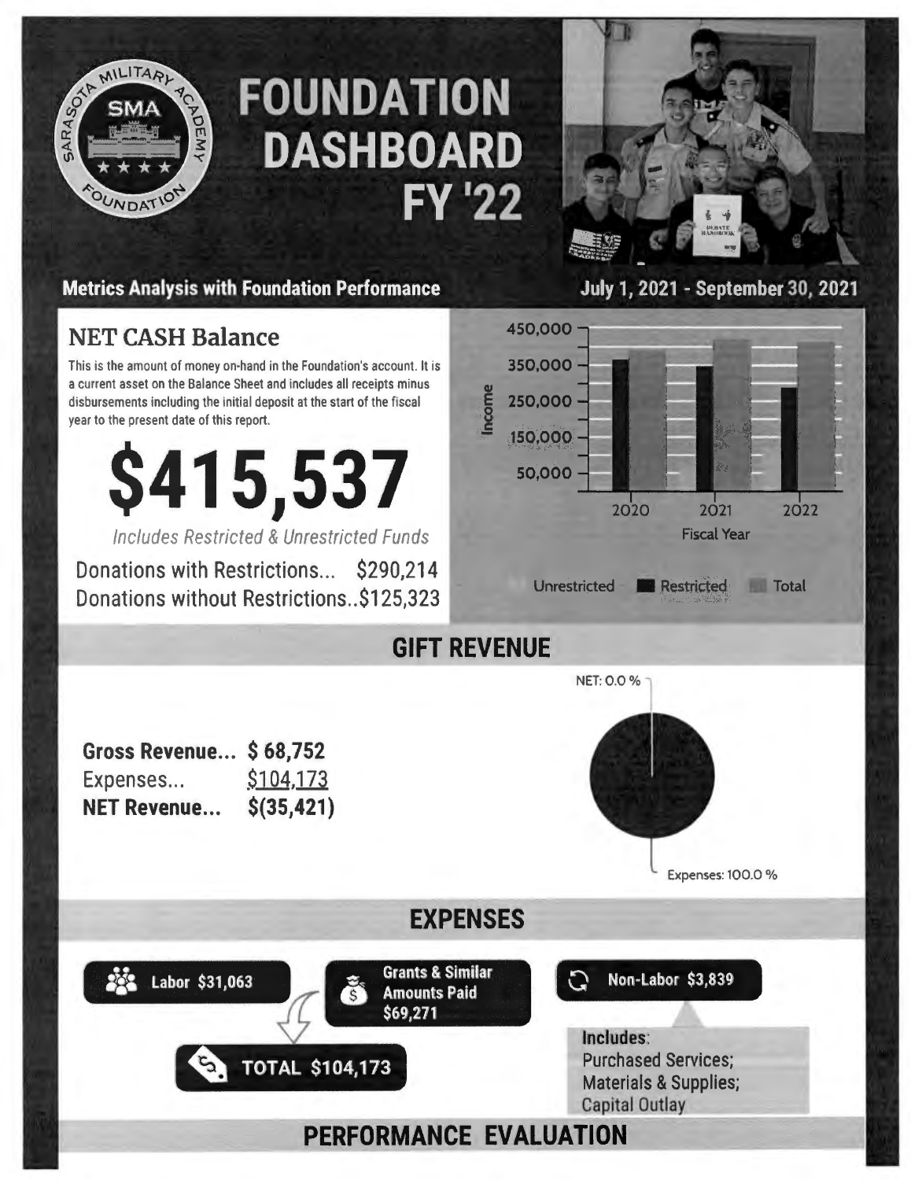# FOUNDATION DASHBOARD FY '22

SARASOTA MILITARY ACADEMY
SMA
FOUNDATION

**Metrics Analysis with Foundation Performance**

**July 1, 2021 - September 30, 2021**

## NET CASH Balance

This is the amount of money on-hand in the Foundation's account. It is a current asset on the Balance Sheet and includes all receipts minus disbursements including the initial deposit at the start of the fiscal year to the present date of this report.

# $415,537

*Includes Restricted & Unrestricted Funds*

Donations with Restrictions... $290,214
Donations without Restrictions..$125,323

450,000
350,000
250,000
150,000
50,000
Income
2020
2021
2022
Fiscal Year
Unrestricted
Restricted
Total

## GIFT REVENUE

**Gross Revenue... $ 68,752**
Expenses... $104,173
**NET Revenue... $(35,421)**

NET: 0.0 %
Expenses: 100.0 %

## EXPENSES

**Labor $31,063**

**Grants & Similar Amounts Paid $69,271**

**Non-Labor $3,839**

**TOTAL $104,173**

**Includes**:
Purchased Services;
Materials & Supplies;
Capital Outlay

## PERFORMANCE EVALUATION